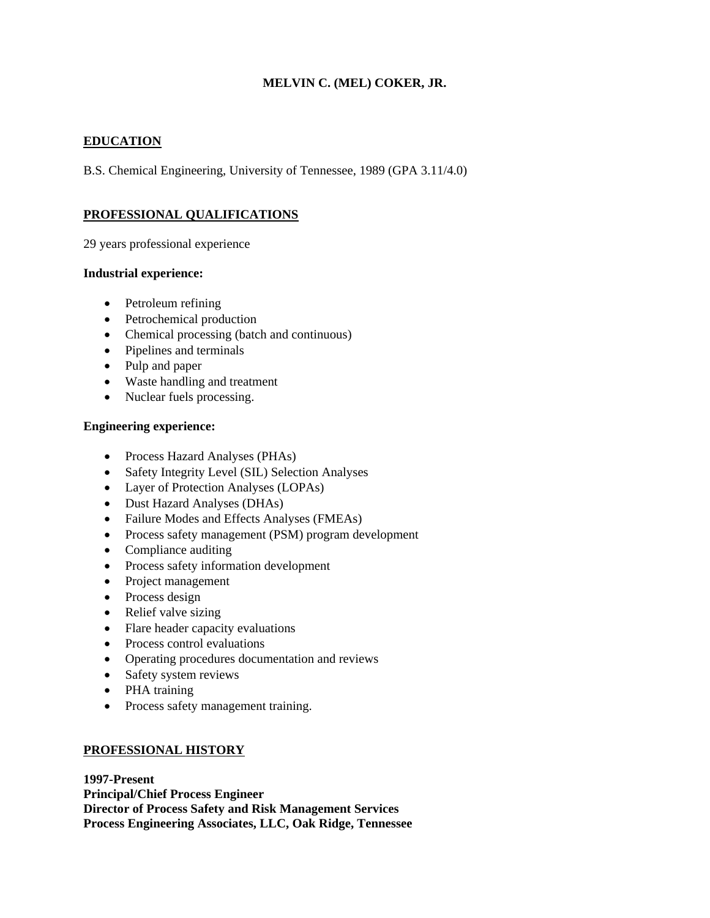# MELVIN C. (MEL) COKER, JR.

## EDUCATION

B.S. Chemical Engineering, University of Tennessee, 1989 (GPA 3.11/4.0)

## PROFESSIONAL QUALIFICATIONS

29 years professional experience

**Industrial experience:**

- Petroleum refining
- Petrochemical production
- Chemical processing (batch and continuous)
- Pipelines and terminals
- Pulp and paper
- Waste handling and treatment
- Nuclear fuels processing.

**Engineering experience:**

- Process Hazard Analyses (PHAs)
- Safety Integrity Level (SIL) Selection Analyses
- Layer of Protection Analyses (LOPAs)
- Dust Hazard Analyses (DHAs)
- Failure Modes and Effects Analyses (FMEAs)
- Process safety management (PSM) program development
- Compliance auditing
- Process safety information development
- Project management
- Process design
- Relief valve sizing
- Flare header capacity evaluations
- Process control evaluations
- Operating procedures documentation and reviews
- Safety system reviews
- PHA training
- Process safety management training.

## PROFESSIONAL HISTORY

**1997-Present**
**Principal/Chief Process Engineer**
**Director of Process Safety and Risk Management Services**
**Process Engineering Associates, LLC, Oak Ridge, Tennessee**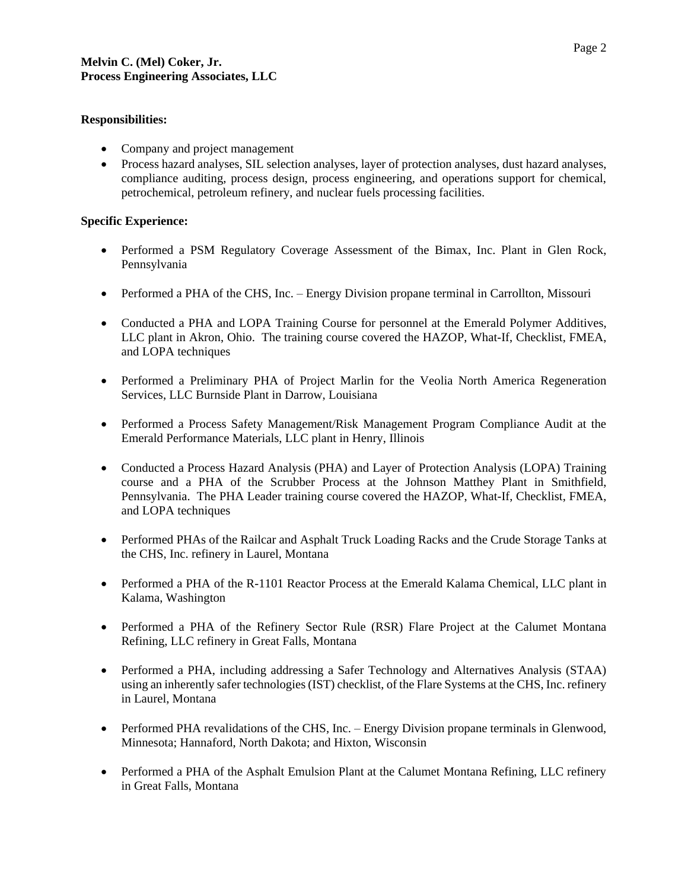**Melvin C. (Mel) Coker, Jr.**
**Process Engineering Associates, LLC**

**Responsibilities:**

- Company and project management
- Process hazard analyses, SIL selection analyses, layer of protection analyses, dust hazard analyses, compliance auditing, process design, process engineering, and operations support for chemical, petrochemical, petroleum refinery, and nuclear fuels processing facilities.

**Specific Experience:**

- Performed a PSM Regulatory Coverage Assessment of the Bimax, Inc. Plant in Glen Rock, Pennsylvania

- Performed a PHA of the CHS, Inc. – Energy Division propane terminal in Carrollton, Missouri

- Conducted a PHA and LOPA Training Course for personnel at the Emerald Polymer Additives, LLC plant in Akron, Ohio. The training course covered the HAZOP, What-If, Checklist, FMEA, and LOPA techniques

- Performed a Preliminary PHA of Project Marlin for the Veolia North America Regeneration Services, LLC Burnside Plant in Darrow, Louisiana

- Performed a Process Safety Management/Risk Management Program Compliance Audit at the Emerald Performance Materials, LLC plant in Henry, Illinois

- Conducted a Process Hazard Analysis (PHA) and Layer of Protection Analysis (LOPA) Training course and a PHA of the Scrubber Process at the Johnson Matthey Plant in Smithfield, Pennsylvania. The PHA Leader training course covered the HAZOP, What-If, Checklist, FMEA, and LOPA techniques

- Performed PHAs of the Railcar and Asphalt Truck Loading Racks and the Crude Storage Tanks at the CHS, Inc. refinery in Laurel, Montana

- Performed a PHA of the R-1101 Reactor Process at the Emerald Kalama Chemical, LLC plant in Kalama, Washington

- Performed a PHA of the Refinery Sector Rule (RSR) Flare Project at the Calumet Montana Refining, LLC refinery in Great Falls, Montana

- Performed a PHA, including addressing a Safer Technology and Alternatives Analysis (STAA) using an inherently safer technologies (IST) checklist, of the Flare Systems at the CHS, Inc. refinery in Laurel, Montana

- Performed PHA revalidations of the CHS, Inc. – Energy Division propane terminals in Glenwood, Minnesota; Hannaford, North Dakota; and Hixton, Wisconsin

- Performed a PHA of the Asphalt Emulsion Plant at the Calumet Montana Refining, LLC refinery in Great Falls, Montana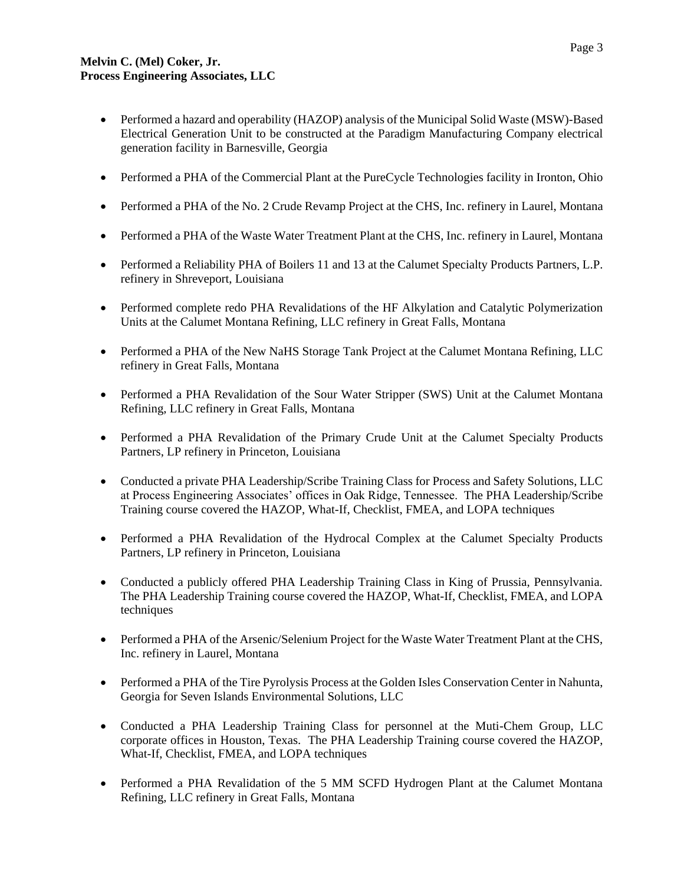- Performed a hazard and operability (HAZOP) analysis of the Municipal Solid Waste (MSW)-Based Electrical Generation Unit to be constructed at the Paradigm Manufacturing Company electrical generation facility in Barnesville, Georgia

- Performed a PHA of the Commercial Plant at the PureCycle Technologies facility in Ironton, Ohio

- Performed a PHA of the No. 2 Crude Revamp Project at the CHS, Inc. refinery in Laurel, Montana

- Performed a PHA of the Waste Water Treatment Plant at the CHS, Inc. refinery in Laurel, Montana

- Performed a Reliability PHA of Boilers 11 and 13 at the Calumet Specialty Products Partners, L.P. refinery in Shreveport, Louisiana

- Performed complete redo PHA Revalidations of the HF Alkylation and Catalytic Polymerization Units at the Calumet Montana Refining, LLC refinery in Great Falls, Montana

- Performed a PHA of the New NaHS Storage Tank Project at the Calumet Montana Refining, LLC refinery in Great Falls, Montana

- Performed a PHA Revalidation of the Sour Water Stripper (SWS) Unit at the Calumet Montana Refining, LLC refinery in Great Falls, Montana

- Performed a PHA Revalidation of the Primary Crude Unit at the Calumet Specialty Products Partners, LP refinery in Princeton, Louisiana

- Conducted a private PHA Leadership/Scribe Training Class for Process and Safety Solutions, LLC at Process Engineering Associates' offices in Oak Ridge, Tennessee. The PHA Leadership/Scribe Training course covered the HAZOP, What-If, Checklist, FMEA, and LOPA techniques

- Performed a PHA Revalidation of the Hydrocal Complex at the Calumet Specialty Products Partners, LP refinery in Princeton, Louisiana

- Conducted a publicly offered PHA Leadership Training Class in King of Prussia, Pennsylvania. The PHA Leadership Training course covered the HAZOP, What-If, Checklist, FMEA, and LOPA techniques

- Performed a PHA of the Arsenic/Selenium Project for the Waste Water Treatment Plant at the CHS, Inc. refinery in Laurel, Montana

- Performed a PHA of the Tire Pyrolysis Process at the Golden Isles Conservation Center in Nahunta, Georgia for Seven Islands Environmental Solutions, LLC

- Conducted a PHA Leadership Training Class for personnel at the Muti-Chem Group, LLC corporate offices in Houston, Texas. The PHA Leadership Training course covered the HAZOP, What-If, Checklist, FMEA, and LOPA techniques

- Performed a PHA Revalidation of the 5 MM SCFD Hydrogen Plant at the Calumet Montana Refining, LLC refinery in Great Falls, Montana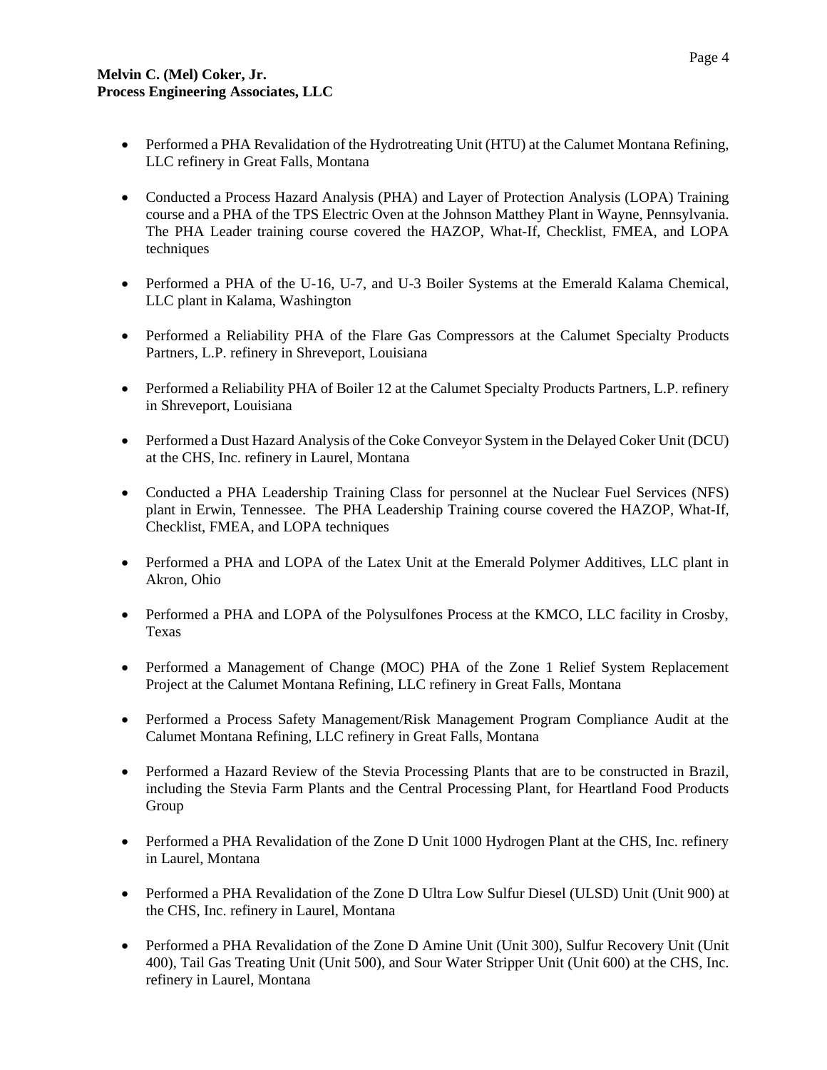- Performed a PHA Revalidation of the Hydrotreating Unit (HTU) at the Calumet Montana Refining, LLC refinery in Great Falls, Montana

- Conducted a Process Hazard Analysis (PHA) and Layer of Protection Analysis (LOPA) Training course and a PHA of the TPS Electric Oven at the Johnson Matthey Plant in Wayne, Pennsylvania. The PHA Leader training course covered the HAZOP, What-If, Checklist, FMEA, and LOPA techniques

- Performed a PHA of the U-16, U-7, and U-3 Boiler Systems at the Emerald Kalama Chemical, LLC plant in Kalama, Washington

- Performed a Reliability PHA of the Flare Gas Compressors at the Calumet Specialty Products Partners, L.P. refinery in Shreveport, Louisiana

- Performed a Reliability PHA of Boiler 12 at the Calumet Specialty Products Partners, L.P. refinery in Shreveport, Louisiana

- Performed a Dust Hazard Analysis of the Coke Conveyor System in the Delayed Coker Unit (DCU) at the CHS, Inc. refinery in Laurel, Montana

- Conducted a PHA Leadership Training Class for personnel at the Nuclear Fuel Services (NFS) plant in Erwin, Tennessee. The PHA Leadership Training course covered the HAZOP, What-If, Checklist, FMEA, and LOPA techniques

- Performed a PHA and LOPA of the Latex Unit at the Emerald Polymer Additives, LLC plant in Akron, Ohio

- Performed a PHA and LOPA of the Polysulfones Process at the KMCO, LLC facility in Crosby, Texas

- Performed a Management of Change (MOC) PHA of the Zone 1 Relief System Replacement Project at the Calumet Montana Refining, LLC refinery in Great Falls, Montana

- Performed a Process Safety Management/Risk Management Program Compliance Audit at the Calumet Montana Refining, LLC refinery in Great Falls, Montana

- Performed a Hazard Review of the Stevia Processing Plants that are to be constructed in Brazil, including the Stevia Farm Plants and the Central Processing Plant, for Heartland Food Products Group

- Performed a PHA Revalidation of the Zone D Unit 1000 Hydrogen Plant at the CHS, Inc. refinery in Laurel, Montana

- Performed a PHA Revalidation of the Zone D Ultra Low Sulfur Diesel (ULSD) Unit (Unit 900) at the CHS, Inc. refinery in Laurel, Montana

- Performed a PHA Revalidation of the Zone D Amine Unit (Unit 300), Sulfur Recovery Unit (Unit 400), Tail Gas Treating Unit (Unit 500), and Sour Water Stripper Unit (Unit 600) at the CHS, Inc. refinery in Laurel, Montana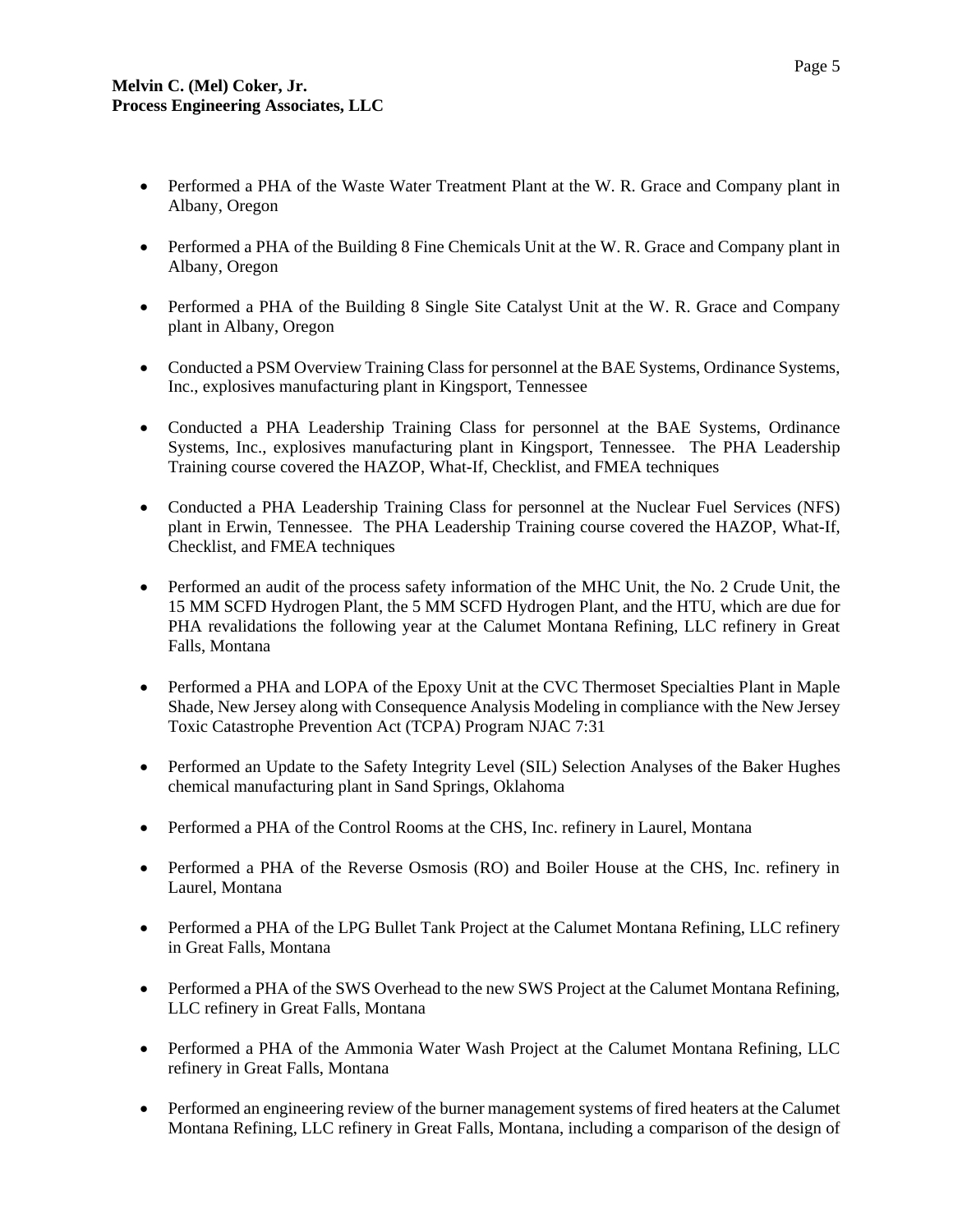- Performed a PHA of the Waste Water Treatment Plant at the W. R. Grace and Company plant in Albany, Oregon

- Performed a PHA of the Building 8 Fine Chemicals Unit at the W. R. Grace and Company plant in Albany, Oregon

- Performed a PHA of the Building 8 Single Site Catalyst Unit at the W. R. Grace and Company plant in Albany, Oregon

- Conducted a PSM Overview Training Class for personnel at the BAE Systems, Ordinance Systems, Inc., explosives manufacturing plant in Kingsport, Tennessee

- Conducted a PHA Leadership Training Class for personnel at the BAE Systems, Ordinance Systems, Inc., explosives manufacturing plant in Kingsport, Tennessee. The PHA Leadership Training course covered the HAZOP, What-If, Checklist, and FMEA techniques

- Conducted a PHA Leadership Training Class for personnel at the Nuclear Fuel Services (NFS) plant in Erwin, Tennessee. The PHA Leadership Training course covered the HAZOP, What-If, Checklist, and FMEA techniques

- Performed an audit of the process safety information of the MHC Unit, the No. 2 Crude Unit, the 15 MM SCFD Hydrogen Plant, the 5 MM SCFD Hydrogen Plant, and the HTU, which are due for PHA revalidations the following year at the Calumet Montana Refining, LLC refinery in Great Falls, Montana

- Performed a PHA and LOPA of the Epoxy Unit at the CVC Thermoset Specialties Plant in Maple Shade, New Jersey along with Consequence Analysis Modeling in compliance with the New Jersey Toxic Catastrophe Prevention Act (TCPA) Program NJAC 7:31

- Performed an Update to the Safety Integrity Level (SIL) Selection Analyses of the Baker Hughes chemical manufacturing plant in Sand Springs, Oklahoma

- Performed a PHA of the Control Rooms at the CHS, Inc. refinery in Laurel, Montana

- Performed a PHA of the Reverse Osmosis (RO) and Boiler House at the CHS, Inc. refinery in Laurel, Montana

- Performed a PHA of the LPG Bullet Tank Project at the Calumet Montana Refining, LLC refinery in Great Falls, Montana

- Performed a PHA of the SWS Overhead to the new SWS Project at the Calumet Montana Refining, LLC refinery in Great Falls, Montana

- Performed a PHA of the Ammonia Water Wash Project at the Calumet Montana Refining, LLC refinery in Great Falls, Montana

- Performed an engineering review of the burner management systems of fired heaters at the Calumet Montana Refining, LLC refinery in Great Falls, Montana, including a comparison of the design of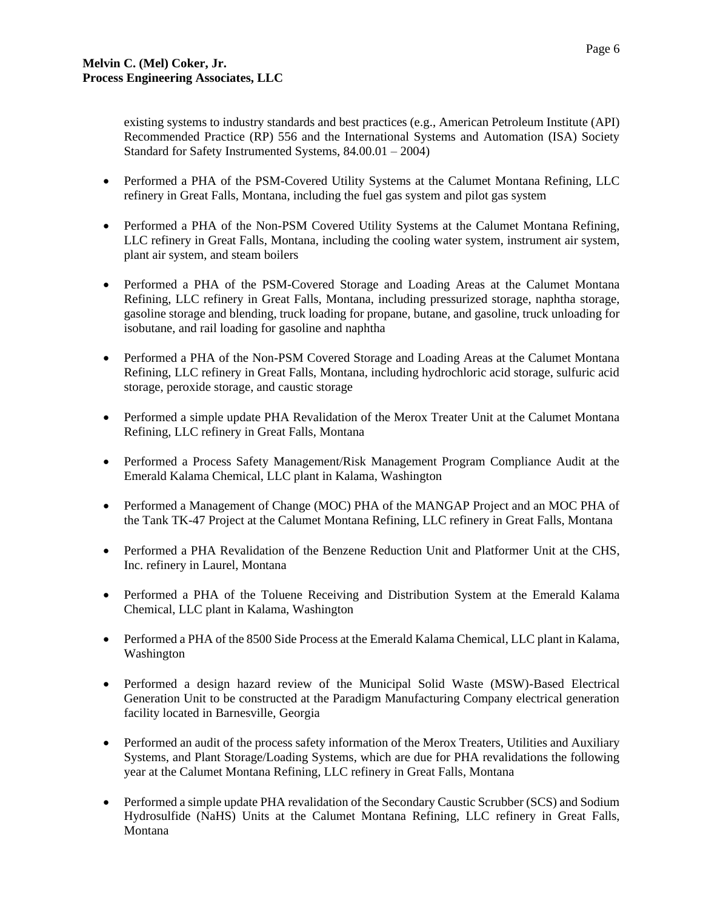existing systems to industry standards and best practices (e.g., American Petroleum Institute (API) Recommended Practice (RP) 556 and the International Systems and Automation (ISA) Society Standard for Safety Instrumented Systems, 84.00.01 – 2004)

- Performed a PHA of the PSM-Covered Utility Systems at the Calumet Montana Refining, LLC refinery in Great Falls, Montana, including the fuel gas system and pilot gas system

- Performed a PHA of the Non-PSM Covered Utility Systems at the Calumet Montana Refining, LLC refinery in Great Falls, Montana, including the cooling water system, instrument air system, plant air system, and steam boilers

- Performed a PHA of the PSM-Covered Storage and Loading Areas at the Calumet Montana Refining, LLC refinery in Great Falls, Montana, including pressurized storage, naphtha storage, gasoline storage and blending, truck loading for propane, butane, and gasoline, truck unloading for isobutane, and rail loading for gasoline and naphtha

- Performed a PHA of the Non-PSM Covered Storage and Loading Areas at the Calumet Montana Refining, LLC refinery in Great Falls, Montana, including hydrochloric acid storage, sulfuric acid storage, peroxide storage, and caustic storage

- Performed a simple update PHA Revalidation of the Merox Treater Unit at the Calumet Montana Refining, LLC refinery in Great Falls, Montana

- Performed a Process Safety Management/Risk Management Program Compliance Audit at the Emerald Kalama Chemical, LLC plant in Kalama, Washington

- Performed a Management of Change (MOC) PHA of the MANGAP Project and an MOC PHA of the Tank TK-47 Project at the Calumet Montana Refining, LLC refinery in Great Falls, Montana

- Performed a PHA Revalidation of the Benzene Reduction Unit and Platformer Unit at the CHS, Inc. refinery in Laurel, Montana

- Performed a PHA of the Toluene Receiving and Distribution System at the Emerald Kalama Chemical, LLC plant in Kalama, Washington

- Performed a PHA of the 8500 Side Process at the Emerald Kalama Chemical, LLC plant in Kalama, Washington

- Performed a design hazard review of the Municipal Solid Waste (MSW)-Based Electrical Generation Unit to be constructed at the Paradigm Manufacturing Company electrical generation facility located in Barnesville, Georgia

- Performed an audit of the process safety information of the Merox Treaters, Utilities and Auxiliary Systems, and Plant Storage/Loading Systems, which are due for PHA revalidations the following year at the Calumet Montana Refining, LLC refinery in Great Falls, Montana

- Performed a simple update PHA revalidation of the Secondary Caustic Scrubber (SCS) and Sodium Hydrosulfide (NaHS) Units at the Calumet Montana Refining, LLC refinery in Great Falls, Montana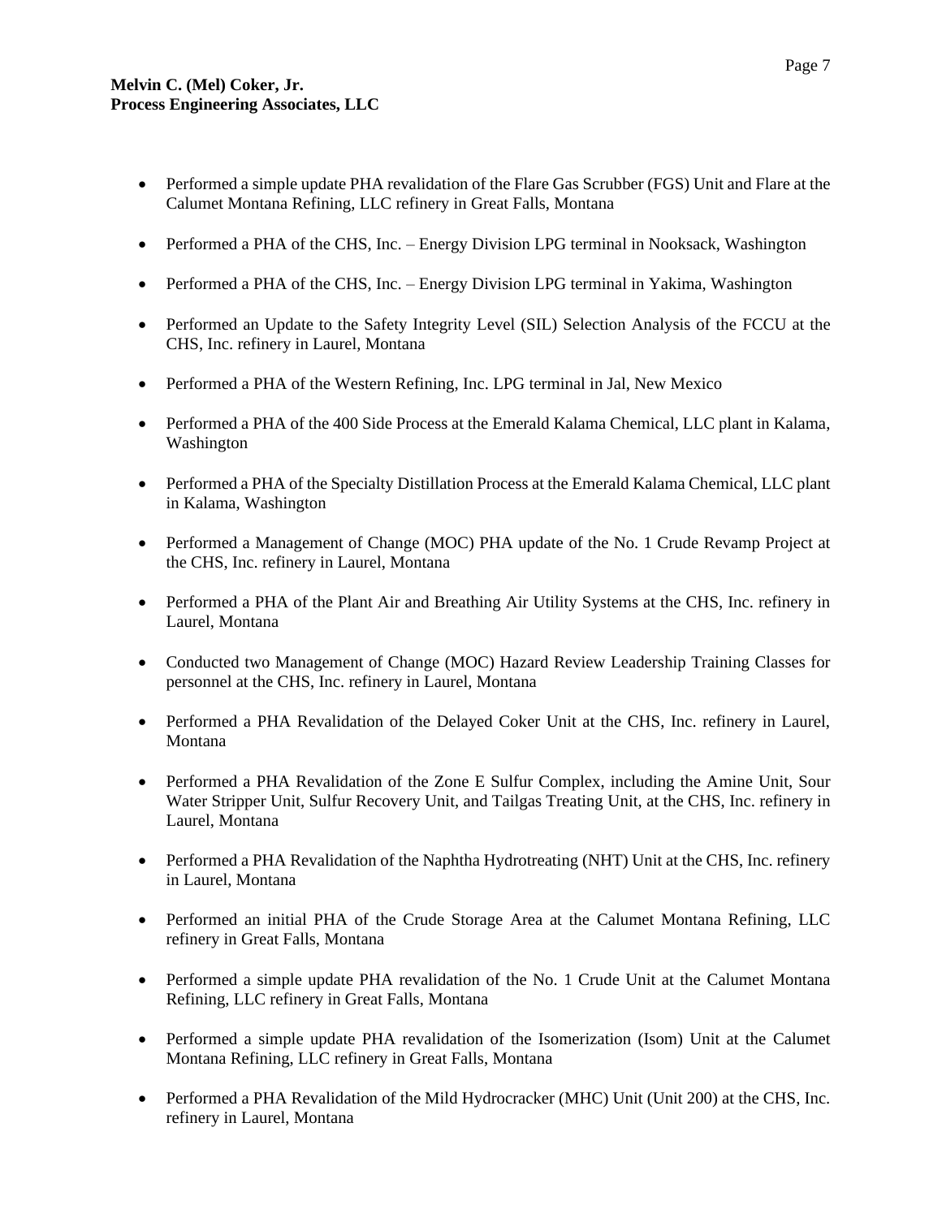- Performed a simple update PHA revalidation of the Flare Gas Scrubber (FGS) Unit and Flare at the Calumet Montana Refining, LLC refinery in Great Falls, Montana

- Performed a PHA of the CHS, Inc. – Energy Division LPG terminal in Nooksack, Washington

- Performed a PHA of the CHS, Inc. – Energy Division LPG terminal in Yakima, Washington

- Performed an Update to the Safety Integrity Level (SIL) Selection Analysis of the FCCU at the CHS, Inc. refinery in Laurel, Montana

- Performed a PHA of the Western Refining, Inc. LPG terminal in Jal, New Mexico

- Performed a PHA of the 400 Side Process at the Emerald Kalama Chemical, LLC plant in Kalama, Washington

- Performed a PHA of the Specialty Distillation Process at the Emerald Kalama Chemical, LLC plant in Kalama, Washington

- Performed a Management of Change (MOC) PHA update of the No. 1 Crude Revamp Project at the CHS, Inc. refinery in Laurel, Montana

- Performed a PHA of the Plant Air and Breathing Air Utility Systems at the CHS, Inc. refinery in Laurel, Montana

- Conducted two Management of Change (MOC) Hazard Review Leadership Training Classes for personnel at the CHS, Inc. refinery in Laurel, Montana

- Performed a PHA Revalidation of the Delayed Coker Unit at the CHS, Inc. refinery in Laurel, Montana

- Performed a PHA Revalidation of the Zone E Sulfur Complex, including the Amine Unit, Sour Water Stripper Unit, Sulfur Recovery Unit, and Tailgas Treating Unit, at the CHS, Inc. refinery in Laurel, Montana

- Performed a PHA Revalidation of the Naphtha Hydrotreating (NHT) Unit at the CHS, Inc. refinery in Laurel, Montana

- Performed an initial PHA of the Crude Storage Area at the Calumet Montana Refining, LLC refinery in Great Falls, Montana

- Performed a simple update PHA revalidation of the No. 1 Crude Unit at the Calumet Montana Refining, LLC refinery in Great Falls, Montana

- Performed a simple update PHA revalidation of the Isomerization (Isom) Unit at the Calumet Montana Refining, LLC refinery in Great Falls, Montana

- Performed a PHA Revalidation of the Mild Hydrocracker (MHC) Unit (Unit 200) at the CHS, Inc. refinery in Laurel, Montana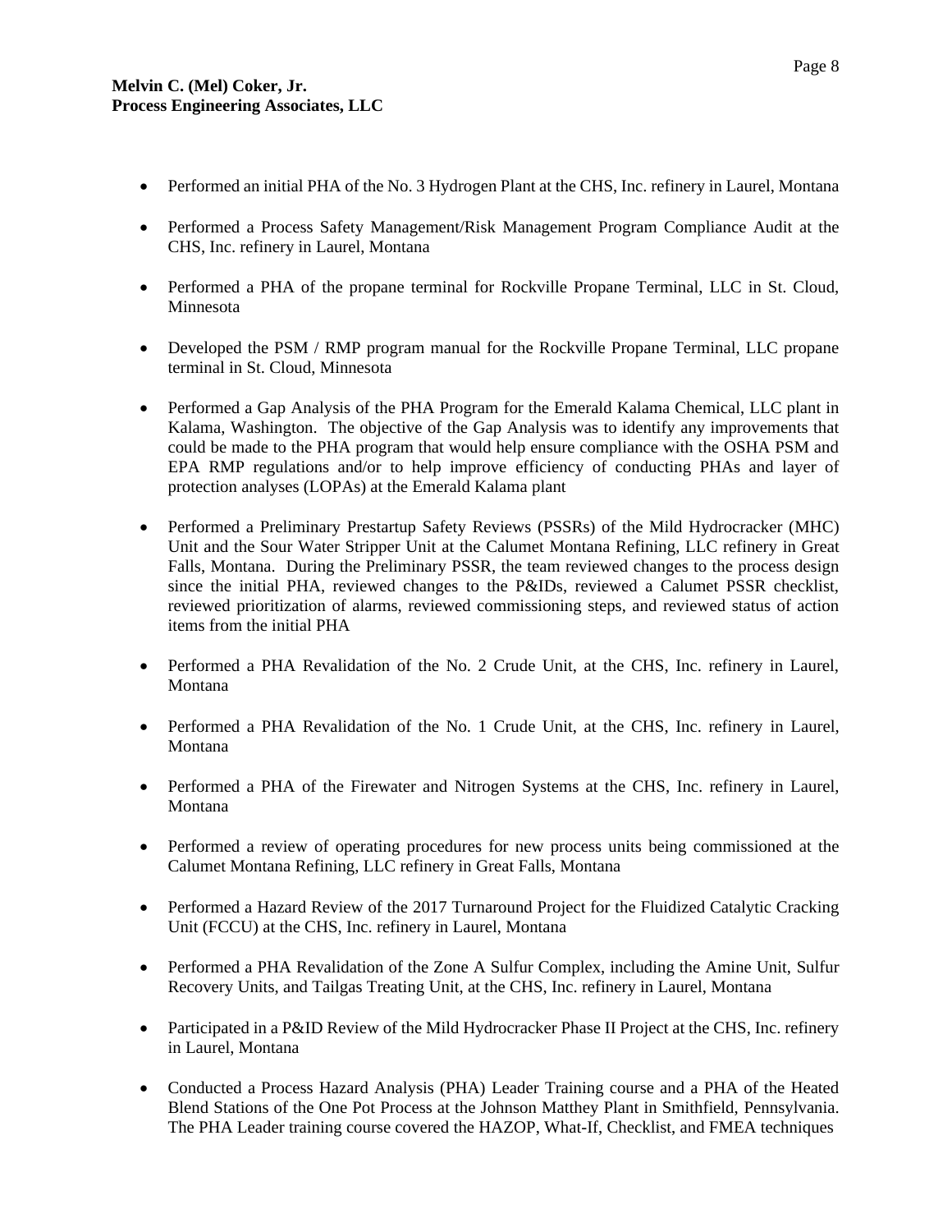- Performed an initial PHA of the No. 3 Hydrogen Plant at the CHS, Inc. refinery in Laurel, Montana

- Performed a Process Safety Management/Risk Management Program Compliance Audit at the CHS, Inc. refinery in Laurel, Montana

- Performed a PHA of the propane terminal for Rockville Propane Terminal, LLC in St. Cloud, Minnesota

- Developed the PSM / RMP program manual for the Rockville Propane Terminal, LLC propane terminal in St. Cloud, Minnesota

- Performed a Gap Analysis of the PHA Program for the Emerald Kalama Chemical, LLC plant in Kalama, Washington. The objective of the Gap Analysis was to identify any improvements that could be made to the PHA program that would help ensure compliance with the OSHA PSM and EPA RMP regulations and/or to help improve efficiency of conducting PHAs and layer of protection analyses (LOPAs) at the Emerald Kalama plant

- Performed a Preliminary Prestartup Safety Reviews (PSSRs) of the Mild Hydrocracker (MHC) Unit and the Sour Water Stripper Unit at the Calumet Montana Refining, LLC refinery in Great Falls, Montana. During the Preliminary PSSR, the team reviewed changes to the process design since the initial PHA, reviewed changes to the P&IDs, reviewed a Calumet PSSR checklist, reviewed prioritization of alarms, reviewed commissioning steps, and reviewed status of action items from the initial PHA

- Performed a PHA Revalidation of the No. 2 Crude Unit, at the CHS, Inc. refinery in Laurel, Montana

- Performed a PHA Revalidation of the No. 1 Crude Unit, at the CHS, Inc. refinery in Laurel, Montana

- Performed a PHA of the Firewater and Nitrogen Systems at the CHS, Inc. refinery in Laurel, Montana

- Performed a review of operating procedures for new process units being commissioned at the Calumet Montana Refining, LLC refinery in Great Falls, Montana

- Performed a Hazard Review of the 2017 Turnaround Project for the Fluidized Catalytic Cracking Unit (FCCU) at the CHS, Inc. refinery in Laurel, Montana

- Performed a PHA Revalidation of the Zone A Sulfur Complex, including the Amine Unit, Sulfur Recovery Units, and Tailgas Treating Unit, at the CHS, Inc. refinery in Laurel, Montana

- Participated in a P&ID Review of the Mild Hydrocracker Phase II Project at the CHS, Inc. refinery in Laurel, Montana

- Conducted a Process Hazard Analysis (PHA) Leader Training course and a PHA of the Heated Blend Stations of the One Pot Process at the Johnson Matthey Plant in Smithfield, Pennsylvania. The PHA Leader training course covered the HAZOP, What-If, Checklist, and FMEA techniques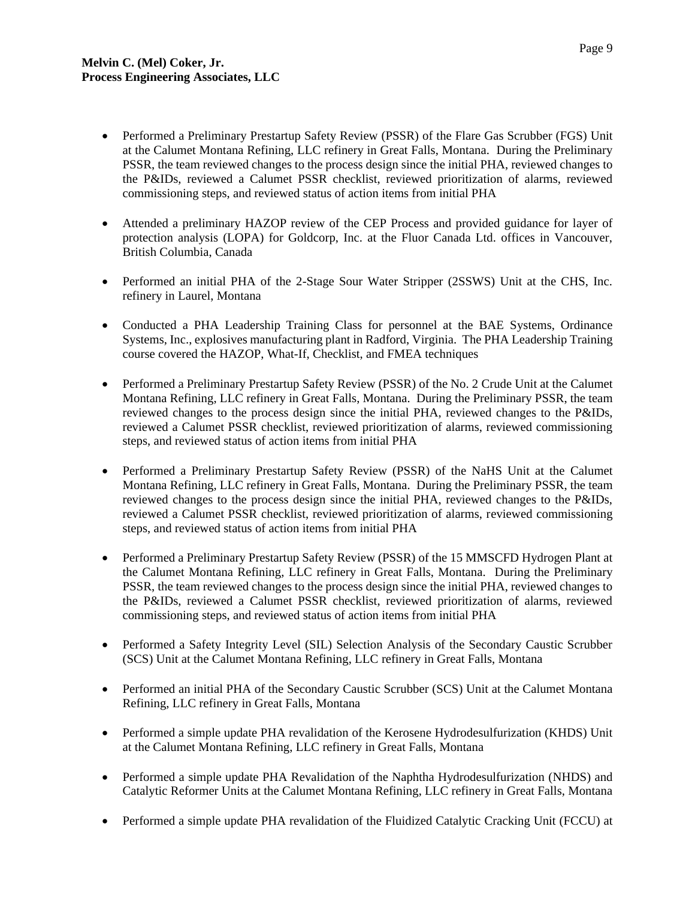- Performed a Preliminary Prestartup Safety Review (PSSR) of the Flare Gas Scrubber (FGS) Unit at the Calumet Montana Refining, LLC refinery in Great Falls, Montana. During the Preliminary PSSR, the team reviewed changes to the process design since the initial PHA, reviewed changes to the P&IDs, reviewed a Calumet PSSR checklist, reviewed prioritization of alarms, reviewed commissioning steps, and reviewed status of action items from initial PHA

- Attended a preliminary HAZOP review of the CEP Process and provided guidance for layer of protection analysis (LOPA) for Goldcorp, Inc. at the Fluor Canada Ltd. offices in Vancouver, British Columbia, Canada

- Performed an initial PHA of the 2-Stage Sour Water Stripper (2SSWS) Unit at the CHS, Inc. refinery in Laurel, Montana

- Conducted a PHA Leadership Training Class for personnel at the BAE Systems, Ordinance Systems, Inc., explosives manufacturing plant in Radford, Virginia. The PHA Leadership Training course covered the HAZOP, What-If, Checklist, and FMEA techniques

- Performed a Preliminary Prestartup Safety Review (PSSR) of the No. 2 Crude Unit at the Calumet Montana Refining, LLC refinery in Great Falls, Montana. During the Preliminary PSSR, the team reviewed changes to the process design since the initial PHA, reviewed changes to the P&IDs, reviewed a Calumet PSSR checklist, reviewed prioritization of alarms, reviewed commissioning steps, and reviewed status of action items from initial PHA

- Performed a Preliminary Prestartup Safety Review (PSSR) of the NaHS Unit at the Calumet Montana Refining, LLC refinery in Great Falls, Montana. During the Preliminary PSSR, the team reviewed changes to the process design since the initial PHA, reviewed changes to the P&IDs, reviewed a Calumet PSSR checklist, reviewed prioritization of alarms, reviewed commissioning steps, and reviewed status of action items from initial PHA

- Performed a Preliminary Prestartup Safety Review (PSSR) of the 15 MMSCFD Hydrogen Plant at the Calumet Montana Refining, LLC refinery in Great Falls, Montana. During the Preliminary PSSR, the team reviewed changes to the process design since the initial PHA, reviewed changes to the P&IDs, reviewed a Calumet PSSR checklist, reviewed prioritization of alarms, reviewed commissioning steps, and reviewed status of action items from initial PHA

- Performed a Safety Integrity Level (SIL) Selection Analysis of the Secondary Caustic Scrubber (SCS) Unit at the Calumet Montana Refining, LLC refinery in Great Falls, Montana

- Performed an initial PHA of the Secondary Caustic Scrubber (SCS) Unit at the Calumet Montana Refining, LLC refinery in Great Falls, Montana

- Performed a simple update PHA revalidation of the Kerosene Hydrodesulfurization (KHDS) Unit at the Calumet Montana Refining, LLC refinery in Great Falls, Montana

- Performed a simple update PHA Revalidation of the Naphtha Hydrodesulfurization (NHDS) and Catalytic Reformer Units at the Calumet Montana Refining, LLC refinery in Great Falls, Montana

- Performed a simple update PHA revalidation of the Fluidized Catalytic Cracking Unit (FCCU) at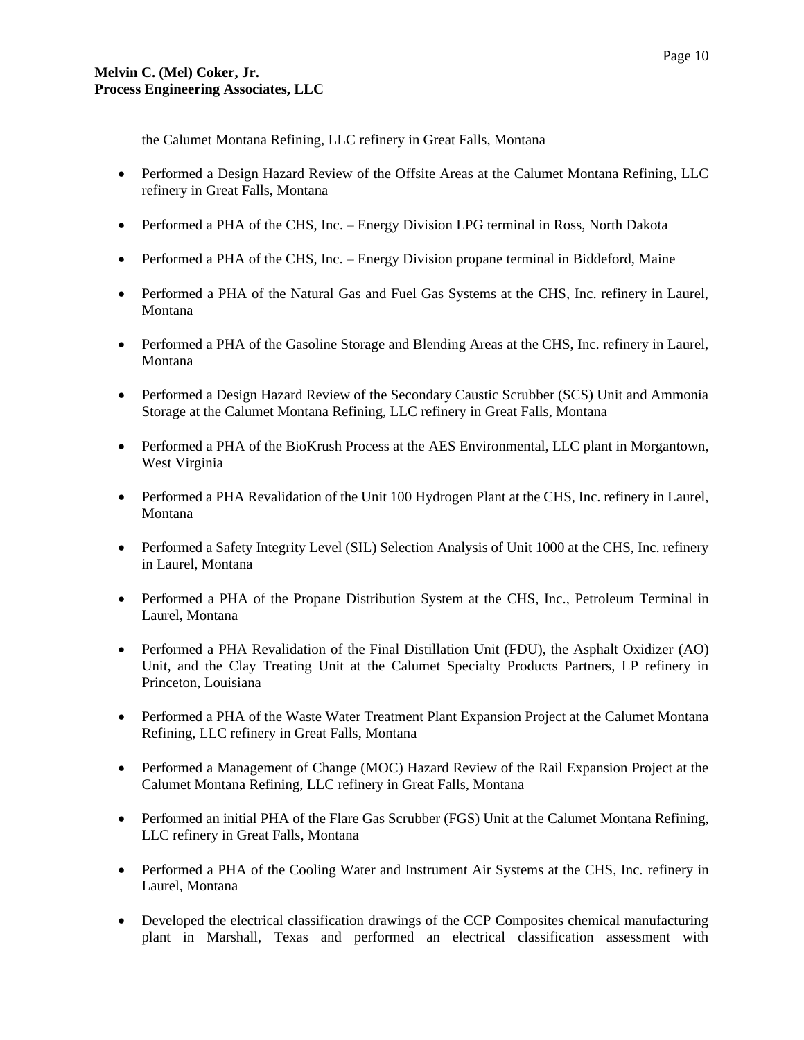the Calumet Montana Refining, LLC refinery in Great Falls, Montana

- Performed a Design Hazard Review of the Offsite Areas at the Calumet Montana Refining, LLC refinery in Great Falls, Montana

- Performed a PHA of the CHS, Inc. – Energy Division LPG terminal in Ross, North Dakota

- Performed a PHA of the CHS, Inc. – Energy Division propane terminal in Biddeford, Maine

- Performed a PHA of the Natural Gas and Fuel Gas Systems at the CHS, Inc. refinery in Laurel, Montana

- Performed a PHA of the Gasoline Storage and Blending Areas at the CHS, Inc. refinery in Laurel, Montana

- Performed a Design Hazard Review of the Secondary Caustic Scrubber (SCS) Unit and Ammonia Storage at the Calumet Montana Refining, LLC refinery in Great Falls, Montana

- Performed a PHA of the BioKrush Process at the AES Environmental, LLC plant in Morgantown, West Virginia

- Performed a PHA Revalidation of the Unit 100 Hydrogen Plant at the CHS, Inc. refinery in Laurel, Montana

- Performed a Safety Integrity Level (SIL) Selection Analysis of Unit 1000 at the CHS, Inc. refinery in Laurel, Montana

- Performed a PHA of the Propane Distribution System at the CHS, Inc., Petroleum Terminal in Laurel, Montana

- Performed a PHA Revalidation of the Final Distillation Unit (FDU), the Asphalt Oxidizer (AO) Unit, and the Clay Treating Unit at the Calumet Specialty Products Partners, LP refinery in Princeton, Louisiana

- Performed a PHA of the Waste Water Treatment Plant Expansion Project at the Calumet Montana Refining, LLC refinery in Great Falls, Montana

- Performed a Management of Change (MOC) Hazard Review of the Rail Expansion Project at the Calumet Montana Refining, LLC refinery in Great Falls, Montana

- Performed an initial PHA of the Flare Gas Scrubber (FGS) Unit at the Calumet Montana Refining, LLC refinery in Great Falls, Montana

- Performed a PHA of the Cooling Water and Instrument Air Systems at the CHS, Inc. refinery in Laurel, Montana

- Developed the electrical classification drawings of the CCP Composites chemical manufacturing plant in Marshall, Texas and performed an electrical classification assessment with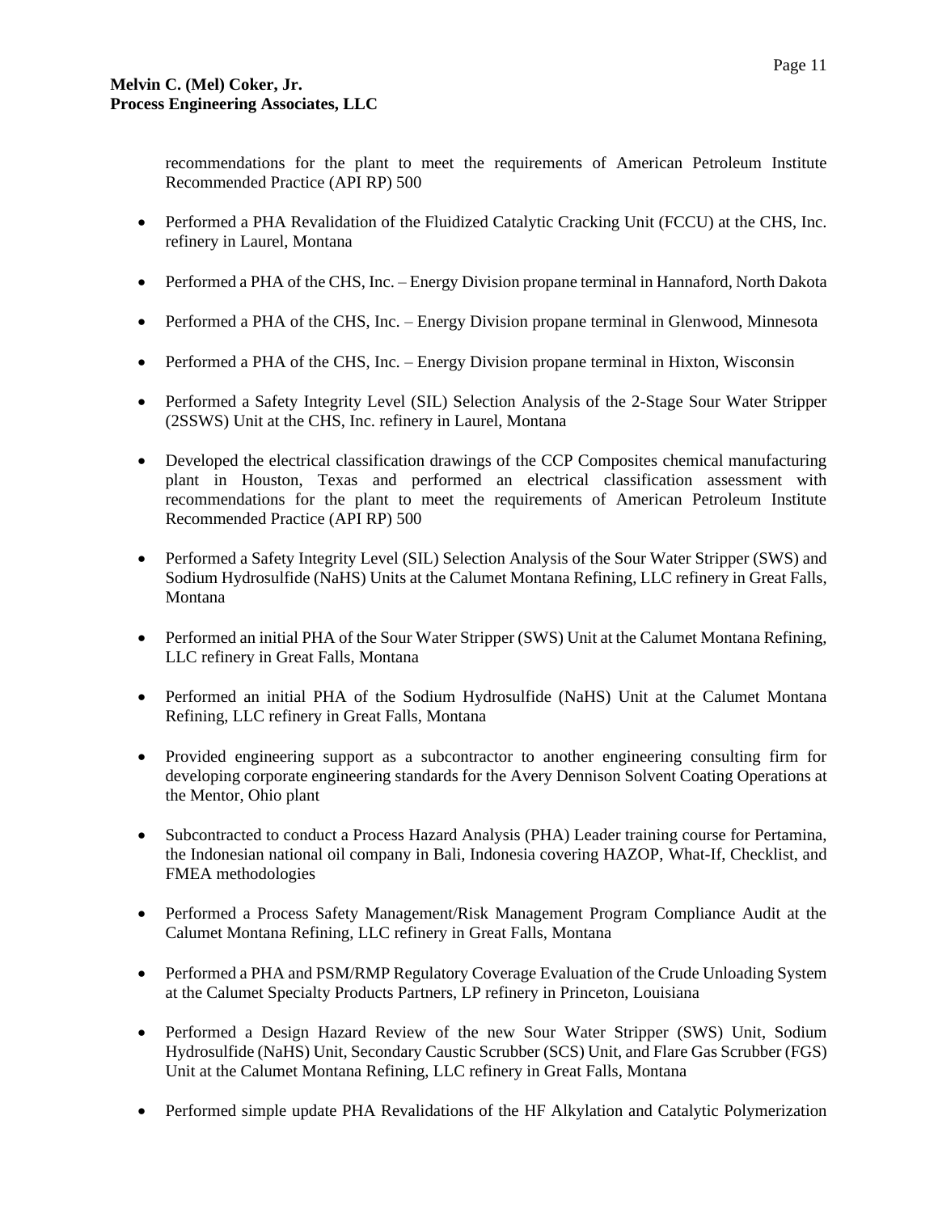recommendations for the plant to meet the requirements of American Petroleum Institute Recommended Practice (API RP) 500

- Performed a PHA Revalidation of the Fluidized Catalytic Cracking Unit (FCCU) at the CHS, Inc. refinery in Laurel, Montana

- Performed a PHA of the CHS, Inc. – Energy Division propane terminal in Hannaford, North Dakota

- Performed a PHA of the CHS, Inc. – Energy Division propane terminal in Glenwood, Minnesota

- Performed a PHA of the CHS, Inc. – Energy Division propane terminal in Hixton, Wisconsin

- Performed a Safety Integrity Level (SIL) Selection Analysis of the 2-Stage Sour Water Stripper (2SSWS) Unit at the CHS, Inc. refinery in Laurel, Montana

- Developed the electrical classification drawings of the CCP Composites chemical manufacturing plant in Houston, Texas and performed an electrical classification assessment with recommendations for the plant to meet the requirements of American Petroleum Institute Recommended Practice (API RP) 500

- Performed a Safety Integrity Level (SIL) Selection Analysis of the Sour Water Stripper (SWS) and Sodium Hydrosulfide (NaHS) Units at the Calumet Montana Refining, LLC refinery in Great Falls, Montana

- Performed an initial PHA of the Sour Water Stripper (SWS) Unit at the Calumet Montana Refining, LLC refinery in Great Falls, Montana

- Performed an initial PHA of the Sodium Hydrosulfide (NaHS) Unit at the Calumet Montana Refining, LLC refinery in Great Falls, Montana

- Provided engineering support as a subcontractor to another engineering consulting firm for developing corporate engineering standards for the Avery Dennison Solvent Coating Operations at the Mentor, Ohio plant

- Subcontracted to conduct a Process Hazard Analysis (PHA) Leader training course for Pertamina, the Indonesian national oil company in Bali, Indonesia covering HAZOP, What-If, Checklist, and FMEA methodologies

- Performed a Process Safety Management/Risk Management Program Compliance Audit at the Calumet Montana Refining, LLC refinery in Great Falls, Montana

- Performed a PHA and PSM/RMP Regulatory Coverage Evaluation of the Crude Unloading System at the Calumet Specialty Products Partners, LP refinery in Princeton, Louisiana

- Performed a Design Hazard Review of the new Sour Water Stripper (SWS) Unit, Sodium Hydrosulfide (NaHS) Unit, Secondary Caustic Scrubber (SCS) Unit, and Flare Gas Scrubber (FGS) Unit at the Calumet Montana Refining, LLC refinery in Great Falls, Montana

- Performed simple update PHA Revalidations of the HF Alkylation and Catalytic Polymerization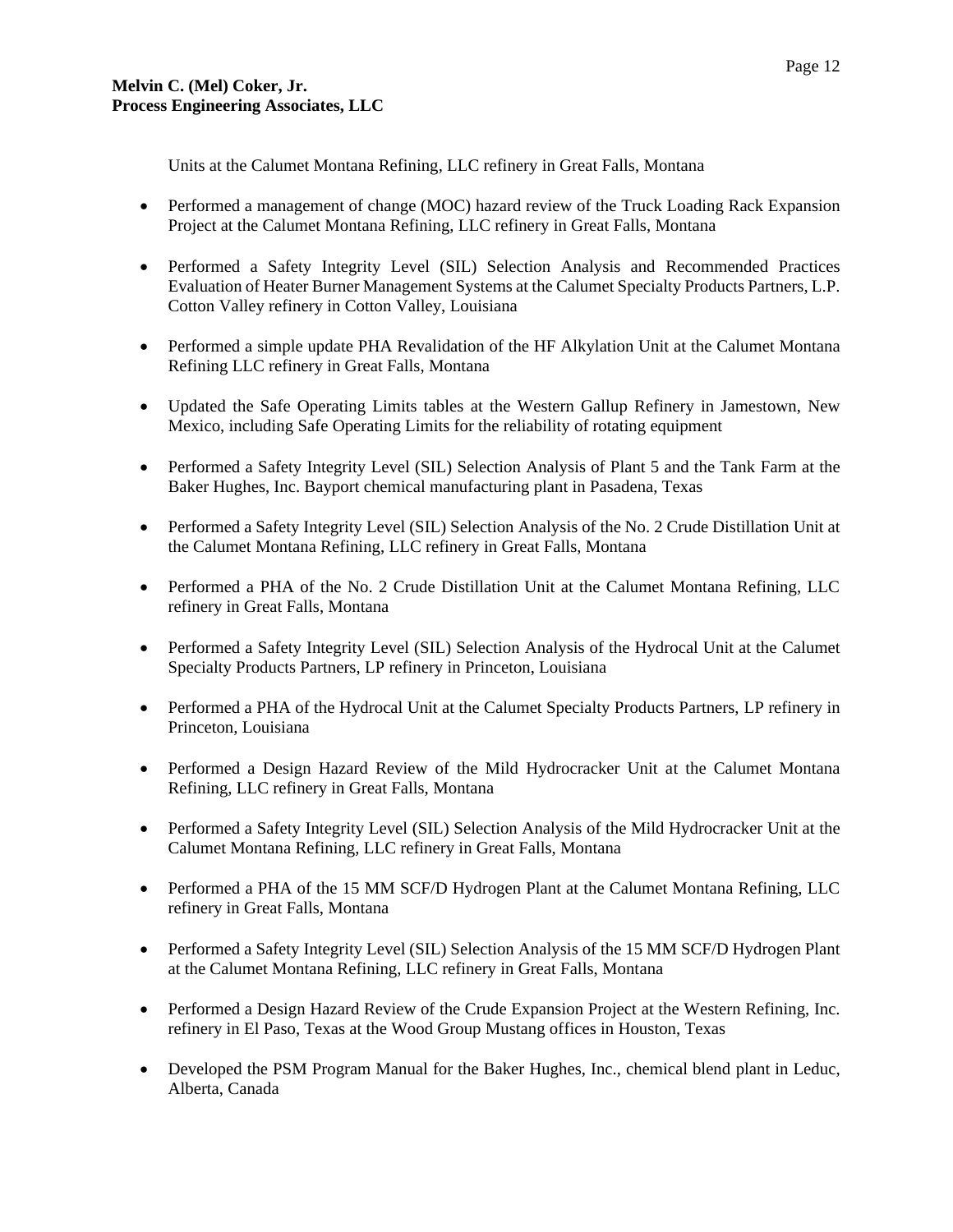Units at the Calumet Montana Refining, LLC refinery in Great Falls, Montana

- Performed a management of change (MOC) hazard review of the Truck Loading Rack Expansion Project at the Calumet Montana Refining, LLC refinery in Great Falls, Montana

- Performed a Safety Integrity Level (SIL) Selection Analysis and Recommended Practices Evaluation of Heater Burner Management Systems at the Calumet Specialty Products Partners, L.P. Cotton Valley refinery in Cotton Valley, Louisiana

- Performed a simple update PHA Revalidation of the HF Alkylation Unit at the Calumet Montana Refining LLC refinery in Great Falls, Montana

- Updated the Safe Operating Limits tables at the Western Gallup Refinery in Jamestown, New Mexico, including Safe Operating Limits for the reliability of rotating equipment

- Performed a Safety Integrity Level (SIL) Selection Analysis of Plant 5 and the Tank Farm at the Baker Hughes, Inc. Bayport chemical manufacturing plant in Pasadena, Texas

- Performed a Safety Integrity Level (SIL) Selection Analysis of the No. 2 Crude Distillation Unit at the Calumet Montana Refining, LLC refinery in Great Falls, Montana

- Performed a PHA of the No. 2 Crude Distillation Unit at the Calumet Montana Refining, LLC refinery in Great Falls, Montana

- Performed a Safety Integrity Level (SIL) Selection Analysis of the Hydrocal Unit at the Calumet Specialty Products Partners, LP refinery in Princeton, Louisiana

- Performed a PHA of the Hydrocal Unit at the Calumet Specialty Products Partners, LP refinery in Princeton, Louisiana

- Performed a Design Hazard Review of the Mild Hydrocracker Unit at the Calumet Montana Refining, LLC refinery in Great Falls, Montana

- Performed a Safety Integrity Level (SIL) Selection Analysis of the Mild Hydrocracker Unit at the Calumet Montana Refining, LLC refinery in Great Falls, Montana

- Performed a PHA of the 15 MM SCF/D Hydrogen Plant at the Calumet Montana Refining, LLC refinery in Great Falls, Montana

- Performed a Safety Integrity Level (SIL) Selection Analysis of the 15 MM SCF/D Hydrogen Plant at the Calumet Montana Refining, LLC refinery in Great Falls, Montana

- Performed a Design Hazard Review of the Crude Expansion Project at the Western Refining, Inc. refinery in El Paso, Texas at the Wood Group Mustang offices in Houston, Texas

- Developed the PSM Program Manual for the Baker Hughes, Inc., chemical blend plant in Leduc, Alberta, Canada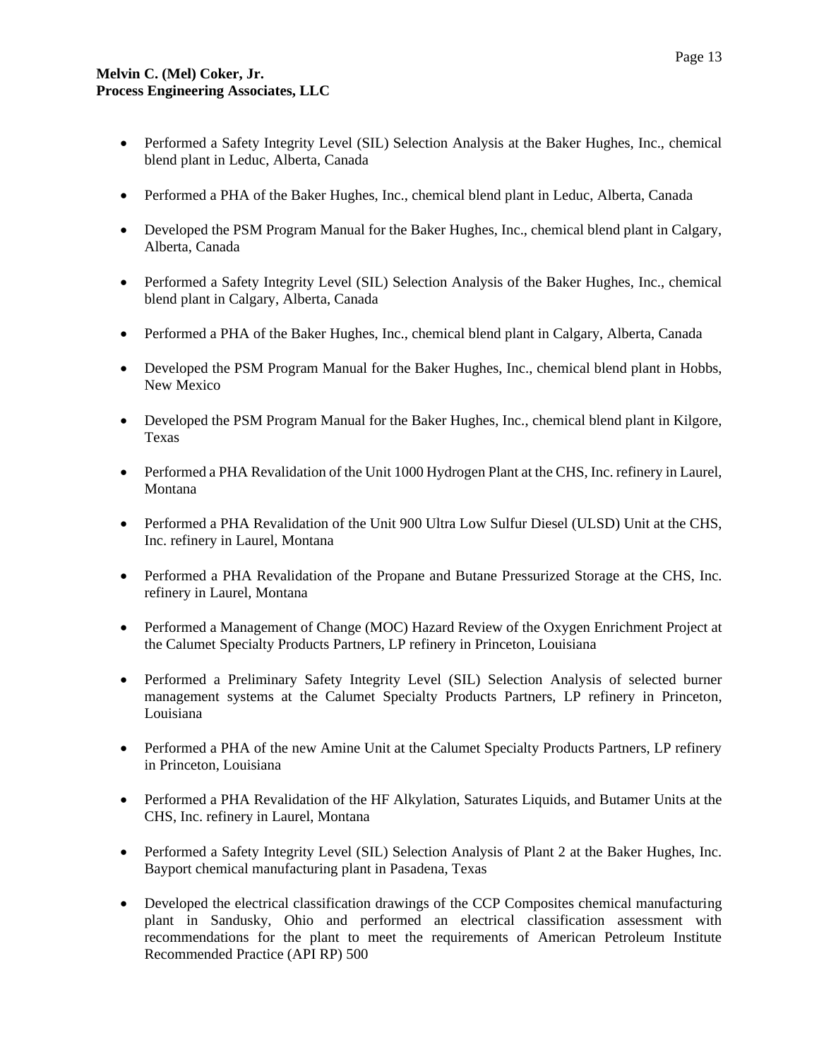- Performed a Safety Integrity Level (SIL) Selection Analysis at the Baker Hughes, Inc., chemical blend plant in Leduc, Alberta, Canada

- Performed a PHA of the Baker Hughes, Inc., chemical blend plant in Leduc, Alberta, Canada

- Developed the PSM Program Manual for the Baker Hughes, Inc., chemical blend plant in Calgary, Alberta, Canada

- Performed a Safety Integrity Level (SIL) Selection Analysis of the Baker Hughes, Inc., chemical blend plant in Calgary, Alberta, Canada

- Performed a PHA of the Baker Hughes, Inc., chemical blend plant in Calgary, Alberta, Canada

- Developed the PSM Program Manual for the Baker Hughes, Inc., chemical blend plant in Hobbs, New Mexico

- Developed the PSM Program Manual for the Baker Hughes, Inc., chemical blend plant in Kilgore, Texas

- Performed a PHA Revalidation of the Unit 1000 Hydrogen Plant at the CHS, Inc. refinery in Laurel, Montana

- Performed a PHA Revalidation of the Unit 900 Ultra Low Sulfur Diesel (ULSD) Unit at the CHS, Inc. refinery in Laurel, Montana

- Performed a PHA Revalidation of the Propane and Butane Pressurized Storage at the CHS, Inc. refinery in Laurel, Montana

- Performed a Management of Change (MOC) Hazard Review of the Oxygen Enrichment Project at the Calumet Specialty Products Partners, LP refinery in Princeton, Louisiana

- Performed a Preliminary Safety Integrity Level (SIL) Selection Analysis of selected burner management systems at the Calumet Specialty Products Partners, LP refinery in Princeton, Louisiana

- Performed a PHA of the new Amine Unit at the Calumet Specialty Products Partners, LP refinery in Princeton, Louisiana

- Performed a PHA Revalidation of the HF Alkylation, Saturates Liquids, and Butamer Units at the CHS, Inc. refinery in Laurel, Montana

- Performed a Safety Integrity Level (SIL) Selection Analysis of Plant 2 at the Baker Hughes, Inc. Bayport chemical manufacturing plant in Pasadena, Texas

- Developed the electrical classification drawings of the CCP Composites chemical manufacturing plant in Sandusky, Ohio and performed an electrical classification assessment with recommendations for the plant to meet the requirements of American Petroleum Institute Recommended Practice (API RP) 500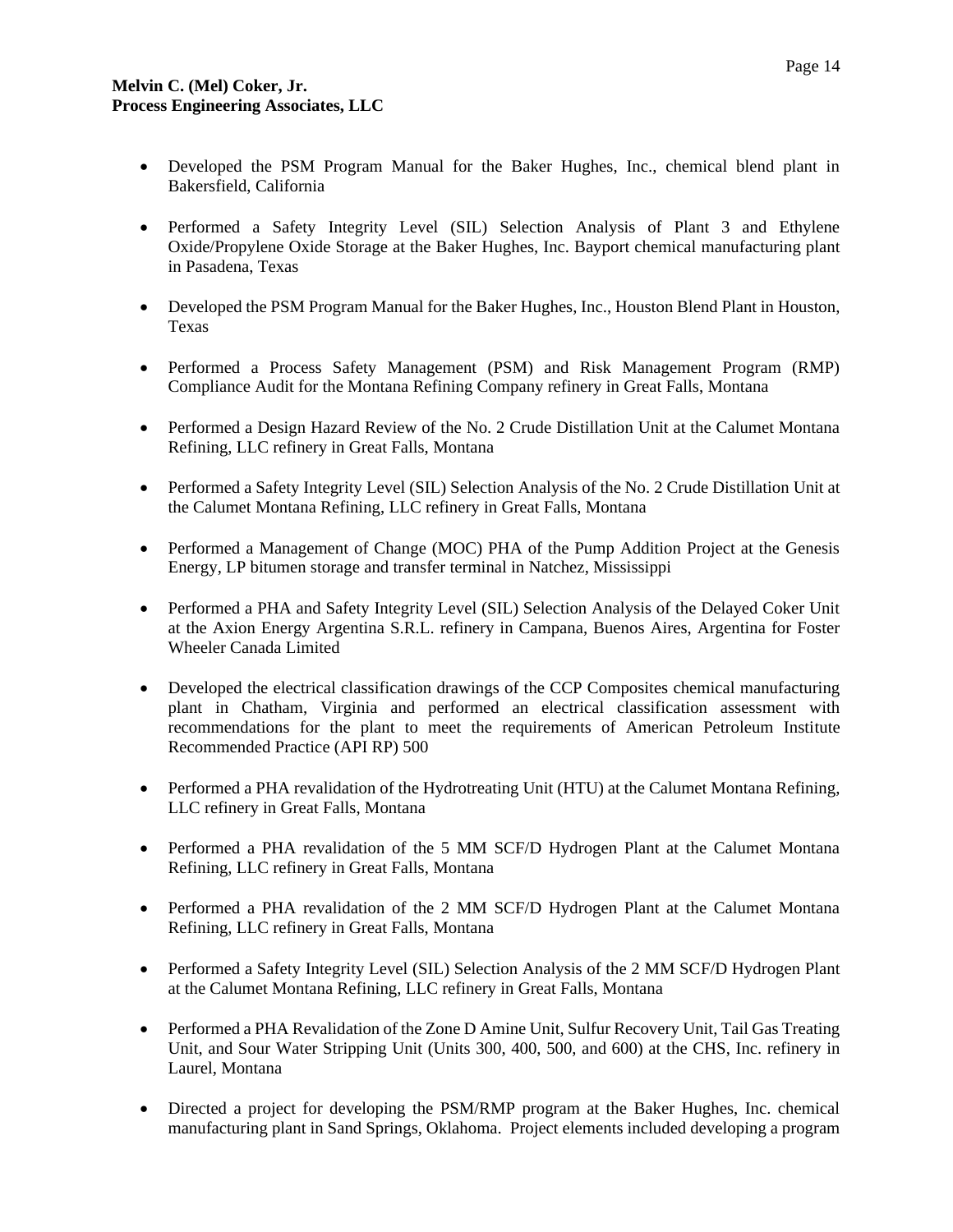- Developed the PSM Program Manual for the Baker Hughes, Inc., chemical blend plant in Bakersfield, California

- Performed a Safety Integrity Level (SIL) Selection Analysis of Plant 3 and Ethylene Oxide/Propylene Oxide Storage at the Baker Hughes, Inc. Bayport chemical manufacturing plant in Pasadena, Texas

- Developed the PSM Program Manual for the Baker Hughes, Inc., Houston Blend Plant in Houston, Texas

- Performed a Process Safety Management (PSM) and Risk Management Program (RMP) Compliance Audit for the Montana Refining Company refinery in Great Falls, Montana

- Performed a Design Hazard Review of the No. 2 Crude Distillation Unit at the Calumet Montana Refining, LLC refinery in Great Falls, Montana

- Performed a Safety Integrity Level (SIL) Selection Analysis of the No. 2 Crude Distillation Unit at the Calumet Montana Refining, LLC refinery in Great Falls, Montana

- Performed a Management of Change (MOC) PHA of the Pump Addition Project at the Genesis Energy, LP bitumen storage and transfer terminal in Natchez, Mississippi

- Performed a PHA and Safety Integrity Level (SIL) Selection Analysis of the Delayed Coker Unit at the Axion Energy Argentina S.R.L. refinery in Campana, Buenos Aires, Argentina for Foster Wheeler Canada Limited

- Developed the electrical classification drawings of the CCP Composites chemical manufacturing plant in Chatham, Virginia and performed an electrical classification assessment with recommendations for the plant to meet the requirements of American Petroleum Institute Recommended Practice (API RP) 500

- Performed a PHA revalidation of the Hydrotreating Unit (HTU) at the Calumet Montana Refining, LLC refinery in Great Falls, Montana

- Performed a PHA revalidation of the 5 MM SCF/D Hydrogen Plant at the Calumet Montana Refining, LLC refinery in Great Falls, Montana

- Performed a PHA revalidation of the 2 MM SCF/D Hydrogen Plant at the Calumet Montana Refining, LLC refinery in Great Falls, Montana

- Performed a Safety Integrity Level (SIL) Selection Analysis of the 2 MM SCF/D Hydrogen Plant at the Calumet Montana Refining, LLC refinery in Great Falls, Montana

- Performed a PHA Revalidation of the Zone D Amine Unit, Sulfur Recovery Unit, Tail Gas Treating Unit, and Sour Water Stripping Unit (Units 300, 400, 500, and 600) at the CHS, Inc. refinery in Laurel, Montana

- Directed a project for developing the PSM/RMP program at the Baker Hughes, Inc. chemical manufacturing plant in Sand Springs, Oklahoma. Project elements included developing a program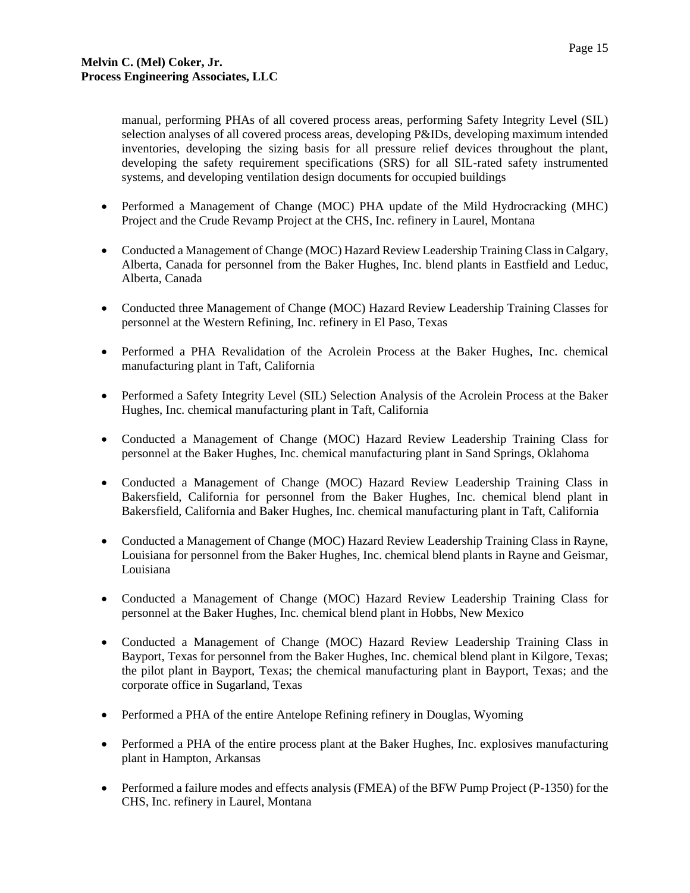manual, performing PHAs of all covered process areas, performing Safety Integrity Level (SIL) selection analyses of all covered process areas, developing P&IDs, developing maximum intended inventories, developing the sizing basis for all pressure relief devices throughout the plant, developing the safety requirement specifications (SRS) for all SIL-rated safety instrumented systems, and developing ventilation design documents for occupied buildings

- Performed a Management of Change (MOC) PHA update of the Mild Hydrocracking (MHC) Project and the Crude Revamp Project at the CHS, Inc. refinery in Laurel, Montana

- Conducted a Management of Change (MOC) Hazard Review Leadership Training Class in Calgary, Alberta, Canada for personnel from the Baker Hughes, Inc. blend plants in Eastfield and Leduc, Alberta, Canada

- Conducted three Management of Change (MOC) Hazard Review Leadership Training Classes for personnel at the Western Refining, Inc. refinery in El Paso, Texas

- Performed a PHA Revalidation of the Acrolein Process at the Baker Hughes, Inc. chemical manufacturing plant in Taft, California

- Performed a Safety Integrity Level (SIL) Selection Analysis of the Acrolein Process at the Baker Hughes, Inc. chemical manufacturing plant in Taft, California

- Conducted a Management of Change (MOC) Hazard Review Leadership Training Class for personnel at the Baker Hughes, Inc. chemical manufacturing plant in Sand Springs, Oklahoma

- Conducted a Management of Change (MOC) Hazard Review Leadership Training Class in Bakersfield, California for personnel from the Baker Hughes, Inc. chemical blend plant in Bakersfield, California and Baker Hughes, Inc. chemical manufacturing plant in Taft, California

- Conducted a Management of Change (MOC) Hazard Review Leadership Training Class in Rayne, Louisiana for personnel from the Baker Hughes, Inc. chemical blend plants in Rayne and Geismar, Louisiana

- Conducted a Management of Change (MOC) Hazard Review Leadership Training Class for personnel at the Baker Hughes, Inc. chemical blend plant in Hobbs, New Mexico

- Conducted a Management of Change (MOC) Hazard Review Leadership Training Class in Bayport, Texas for personnel from the Baker Hughes, Inc. chemical blend plant in Kilgore, Texas; the pilot plant in Bayport, Texas; the chemical manufacturing plant in Bayport, Texas; and the corporate office in Sugarland, Texas

- Performed a PHA of the entire Antelope Refining refinery in Douglas, Wyoming

- Performed a PHA of the entire process plant at the Baker Hughes, Inc. explosives manufacturing plant in Hampton, Arkansas

- Performed a failure modes and effects analysis (FMEA) of the BFW Pump Project (P-1350) for the CHS, Inc. refinery in Laurel, Montana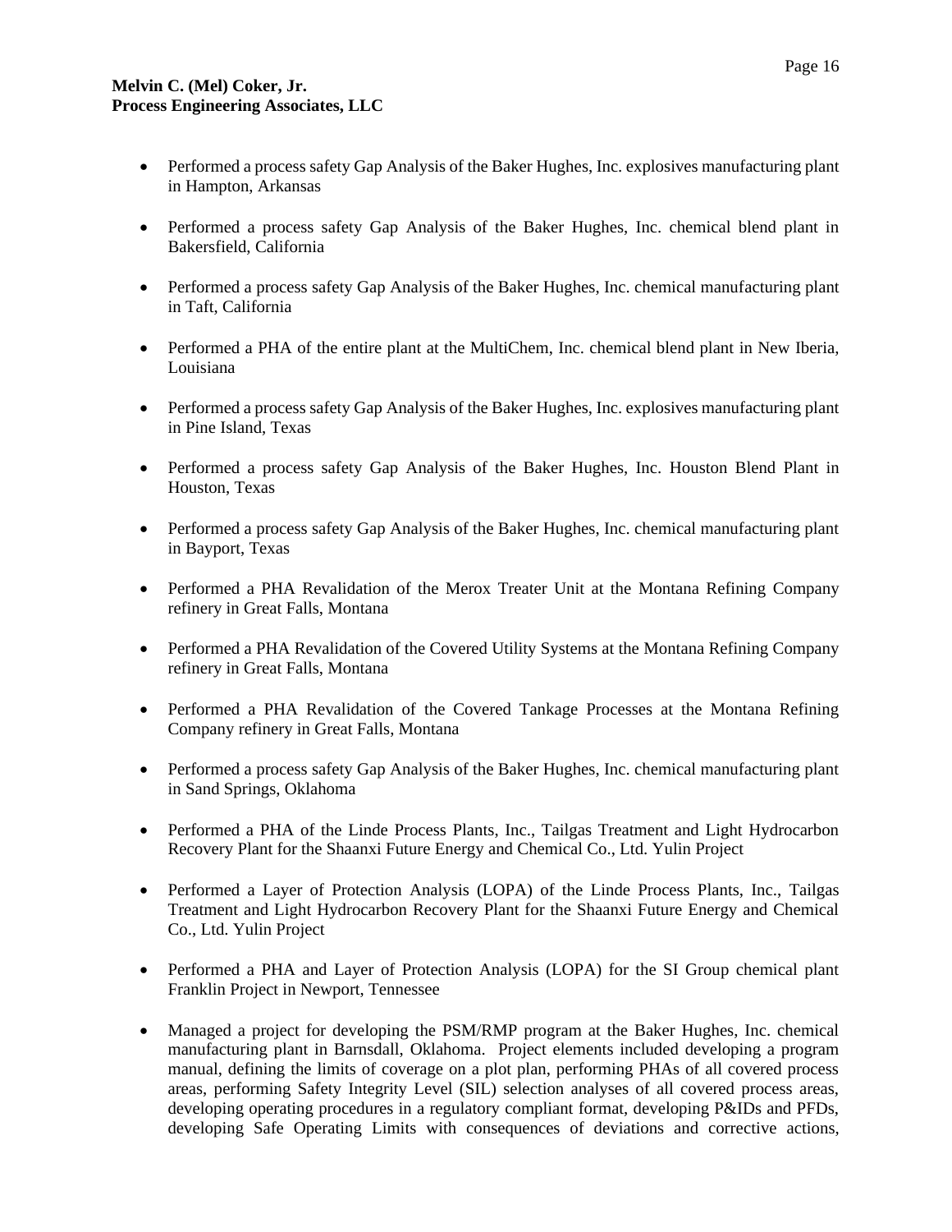- Performed a process safety Gap Analysis of the Baker Hughes, Inc. explosives manufacturing plant in Hampton, Arkansas

- Performed a process safety Gap Analysis of the Baker Hughes, Inc. chemical blend plant in Bakersfield, California

- Performed a process safety Gap Analysis of the Baker Hughes, Inc. chemical manufacturing plant in Taft, California

- Performed a PHA of the entire plant at the MultiChem, Inc. chemical blend plant in New Iberia, Louisiana

- Performed a process safety Gap Analysis of the Baker Hughes, Inc. explosives manufacturing plant in Pine Island, Texas

- Performed a process safety Gap Analysis of the Baker Hughes, Inc. Houston Blend Plant in Houston, Texas

- Performed a process safety Gap Analysis of the Baker Hughes, Inc. chemical manufacturing plant in Bayport, Texas

- Performed a PHA Revalidation of the Merox Treater Unit at the Montana Refining Company refinery in Great Falls, Montana

- Performed a PHA Revalidation of the Covered Utility Systems at the Montana Refining Company refinery in Great Falls, Montana

- Performed a PHA Revalidation of the Covered Tankage Processes at the Montana Refining Company refinery in Great Falls, Montana

- Performed a process safety Gap Analysis of the Baker Hughes, Inc. chemical manufacturing plant in Sand Springs, Oklahoma

- Performed a PHA of the Linde Process Plants, Inc., Tailgas Treatment and Light Hydrocarbon Recovery Plant for the Shaanxi Future Energy and Chemical Co., Ltd. Yulin Project

- Performed a Layer of Protection Analysis (LOPA) of the Linde Process Plants, Inc., Tailgas Treatment and Light Hydrocarbon Recovery Plant for the Shaanxi Future Energy and Chemical Co., Ltd. Yulin Project

- Performed a PHA and Layer of Protection Analysis (LOPA) for the SI Group chemical plant Franklin Project in Newport, Tennessee

- Managed a project for developing the PSM/RMP program at the Baker Hughes, Inc. chemical manufacturing plant in Barnsdall, Oklahoma. Project elements included developing a program manual, defining the limits of coverage on a plot plan, performing PHAs of all covered process areas, performing Safety Integrity Level (SIL) selection analyses of all covered process areas, developing operating procedures in a regulatory compliant format, developing P&IDs and PFDs, developing Safe Operating Limits with consequences of deviations and corrective actions,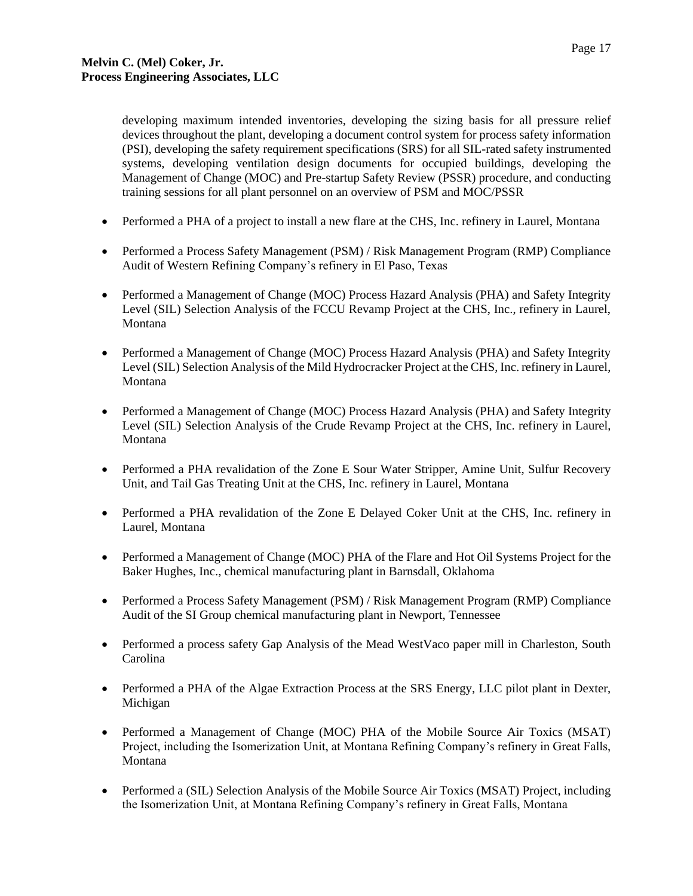developing maximum intended inventories, developing the sizing basis for all pressure relief devices throughout the plant, developing a document control system for process safety information (PSI), developing the safety requirement specifications (SRS) for all SIL-rated safety instrumented systems, developing ventilation design documents for occupied buildings, developing the Management of Change (MOC) and Pre-startup Safety Review (PSSR) procedure, and conducting training sessions for all plant personnel on an overview of PSM and MOC/PSSR

- Performed a PHA of a project to install a new flare at the CHS, Inc. refinery in Laurel, Montana
- Performed a Process Safety Management (PSM) / Risk Management Program (RMP) Compliance Audit of Western Refining Company's refinery in El Paso, Texas
- Performed a Management of Change (MOC) Process Hazard Analysis (PHA) and Safety Integrity Level (SIL) Selection Analysis of the FCCU Revamp Project at the CHS, Inc., refinery in Laurel, Montana
- Performed a Management of Change (MOC) Process Hazard Analysis (PHA) and Safety Integrity Level (SIL) Selection Analysis of the Mild Hydrocracker Project at the CHS, Inc. refinery in Laurel, Montana
- Performed a Management of Change (MOC) Process Hazard Analysis (PHA) and Safety Integrity Level (SIL) Selection Analysis of the Crude Revamp Project at the CHS, Inc. refinery in Laurel, Montana
- Performed a PHA revalidation of the Zone E Sour Water Stripper, Amine Unit, Sulfur Recovery Unit, and Tail Gas Treating Unit at the CHS, Inc. refinery in Laurel, Montana
- Performed a PHA revalidation of the Zone E Delayed Coker Unit at the CHS, Inc. refinery in Laurel, Montana
- Performed a Management of Change (MOC) PHA of the Flare and Hot Oil Systems Project for the Baker Hughes, Inc., chemical manufacturing plant in Barnsdall, Oklahoma
- Performed a Process Safety Management (PSM) / Risk Management Program (RMP) Compliance Audit of the SI Group chemical manufacturing plant in Newport, Tennessee
- Performed a process safety Gap Analysis of the Mead WestVaco paper mill in Charleston, South Carolina
- Performed a PHA of the Algae Extraction Process at the SRS Energy, LLC pilot plant in Dexter, Michigan
- Performed a Management of Change (MOC) PHA of the Mobile Source Air Toxics (MSAT) Project, including the Isomerization Unit, at Montana Refining Company's refinery in Great Falls, Montana
- Performed a (SIL) Selection Analysis of the Mobile Source Air Toxics (MSAT) Project, including the Isomerization Unit, at Montana Refining Company's refinery in Great Falls, Montana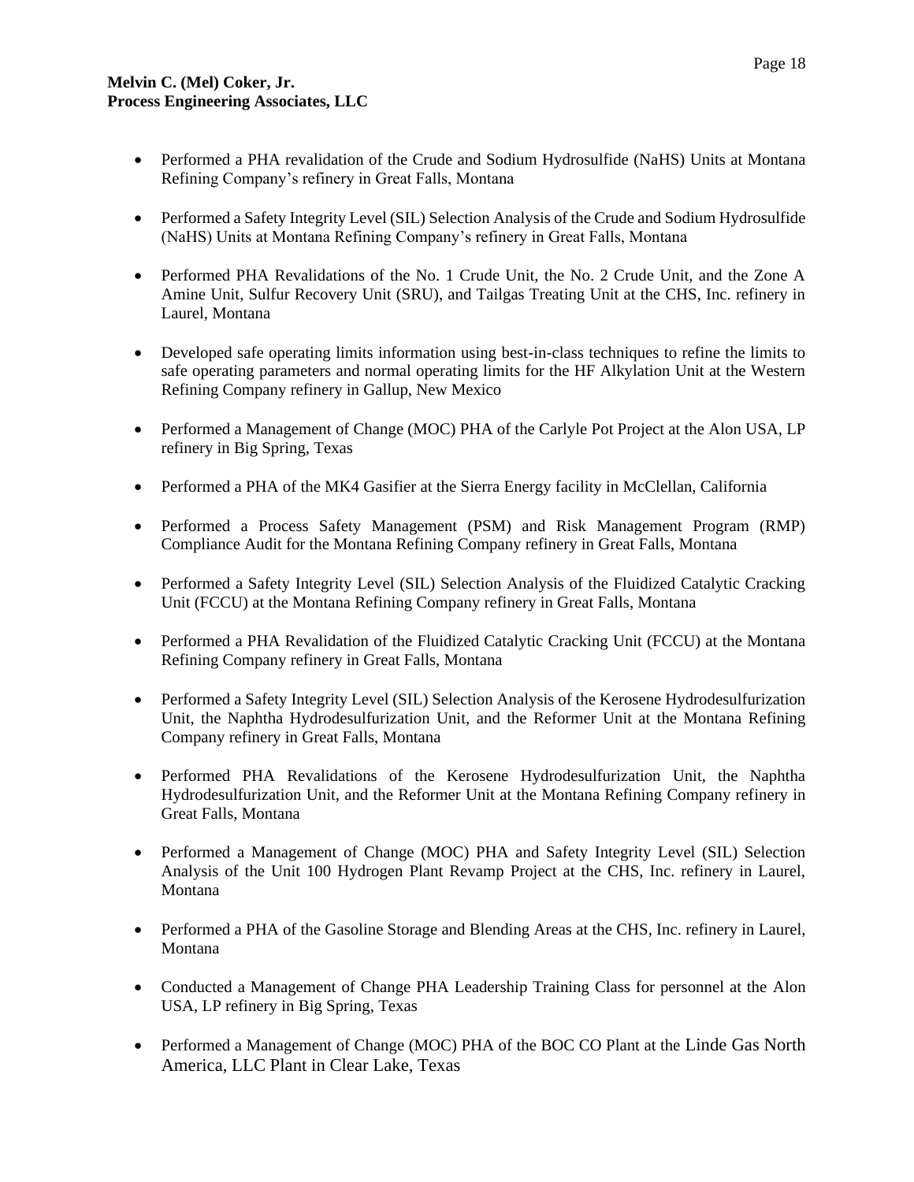- Performed a PHA revalidation of the Crude and Sodium Hydrosulfide (NaHS) Units at Montana Refining Company's refinery in Great Falls, Montana

- Performed a Safety Integrity Level (SIL) Selection Analysis of the Crude and Sodium Hydrosulfide (NaHS) Units at Montana Refining Company's refinery in Great Falls, Montana

- Performed PHA Revalidations of the No. 1 Crude Unit, the No. 2 Crude Unit, and the Zone A Amine Unit, Sulfur Recovery Unit (SRU), and Tailgas Treating Unit at the CHS, Inc. refinery in Laurel, Montana

- Developed safe operating limits information using best-in-class techniques to refine the limits to safe operating parameters and normal operating limits for the HF Alkylation Unit at the Western Refining Company refinery in Gallup, New Mexico

- Performed a Management of Change (MOC) PHA of the Carlyle Pot Project at the Alon USA, LP refinery in Big Spring, Texas

- Performed a PHA of the MK4 Gasifier at the Sierra Energy facility in McClellan, California

- Performed a Process Safety Management (PSM) and Risk Management Program (RMP) Compliance Audit for the Montana Refining Company refinery in Great Falls, Montana

- Performed a Safety Integrity Level (SIL) Selection Analysis of the Fluidized Catalytic Cracking Unit (FCCU) at the Montana Refining Company refinery in Great Falls, Montana

- Performed a PHA Revalidation of the Fluidized Catalytic Cracking Unit (FCCU) at the Montana Refining Company refinery in Great Falls, Montana

- Performed a Safety Integrity Level (SIL) Selection Analysis of the Kerosene Hydrodesulfurization Unit, the Naphtha Hydrodesulfurization Unit, and the Reformer Unit at the Montana Refining Company refinery in Great Falls, Montana

- Performed PHA Revalidations of the Kerosene Hydrodesulfurization Unit, the Naphtha Hydrodesulfurization Unit, and the Reformer Unit at the Montana Refining Company refinery in Great Falls, Montana

- Performed a Management of Change (MOC) PHA and Safety Integrity Level (SIL) Selection Analysis of the Unit 100 Hydrogen Plant Revamp Project at the CHS, Inc. refinery in Laurel, Montana

- Performed a PHA of the Gasoline Storage and Blending Areas at the CHS, Inc. refinery in Laurel, Montana

- Conducted a Management of Change PHA Leadership Training Class for personnel at the Alon USA, LP refinery in Big Spring, Texas

- Performed a Management of Change (MOC) PHA of the BOC CO Plant at the Linde Gas North America, LLC Plant in Clear Lake, Texas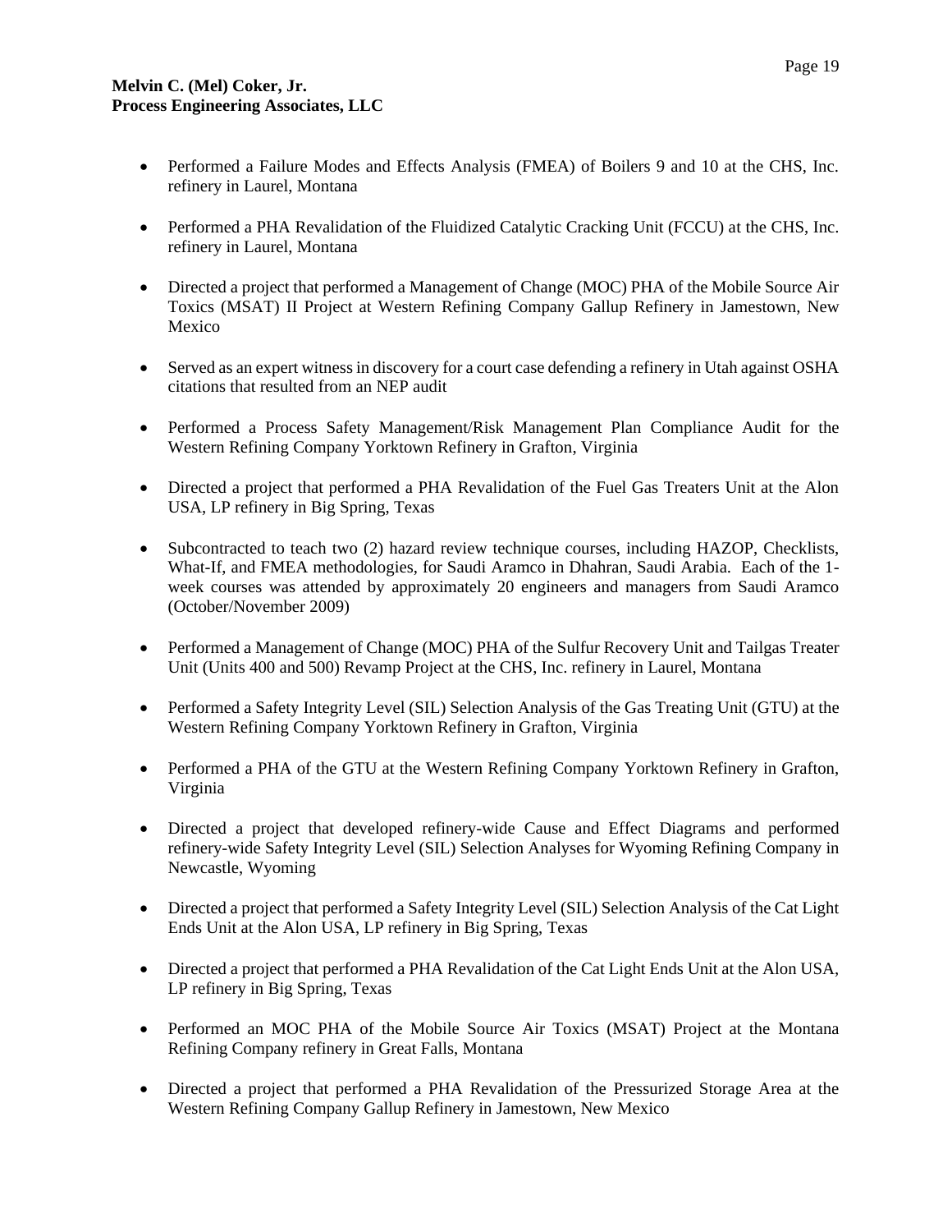- Performed a Failure Modes and Effects Analysis (FMEA) of Boilers 9 and 10 at the CHS, Inc. refinery in Laurel, Montana

- Performed a PHA Revalidation of the Fluidized Catalytic Cracking Unit (FCCU) at the CHS, Inc. refinery in Laurel, Montana

- Directed a project that performed a Management of Change (MOC) PHA of the Mobile Source Air Toxics (MSAT) II Project at Western Refining Company Gallup Refinery in Jamestown, New Mexico

- Served as an expert witness in discovery for a court case defending a refinery in Utah against OSHA citations that resulted from an NEP audit

- Performed a Process Safety Management/Risk Management Plan Compliance Audit for the Western Refining Company Yorktown Refinery in Grafton, Virginia

- Directed a project that performed a PHA Revalidation of the Fuel Gas Treaters Unit at the Alon USA, LP refinery in Big Spring, Texas

- Subcontracted to teach two (2) hazard review technique courses, including HAZOP, Checklists, What-If, and FMEA methodologies, for Saudi Aramco in Dhahran, Saudi Arabia. Each of the 1-week courses was attended by approximately 20 engineers and managers from Saudi Aramco (October/November 2009)

- Performed a Management of Change (MOC) PHA of the Sulfur Recovery Unit and Tailgas Treater Unit (Units 400 and 500) Revamp Project at the CHS, Inc. refinery in Laurel, Montana

- Performed a Safety Integrity Level (SIL) Selection Analysis of the Gas Treating Unit (GTU) at the Western Refining Company Yorktown Refinery in Grafton, Virginia

- Performed a PHA of the GTU at the Western Refining Company Yorktown Refinery in Grafton, Virginia

- Directed a project that developed refinery-wide Cause and Effect Diagrams and performed refinery-wide Safety Integrity Level (SIL) Selection Analyses for Wyoming Refining Company in Newcastle, Wyoming

- Directed a project that performed a Safety Integrity Level (SIL) Selection Analysis of the Cat Light Ends Unit at the Alon USA, LP refinery in Big Spring, Texas

- Directed a project that performed a PHA Revalidation of the Cat Light Ends Unit at the Alon USA, LP refinery in Big Spring, Texas

- Performed an MOC PHA of the Mobile Source Air Toxics (MSAT) Project at the Montana Refining Company refinery in Great Falls, Montana

- Directed a project that performed a PHA Revalidation of the Pressurized Storage Area at the Western Refining Company Gallup Refinery in Jamestown, New Mexico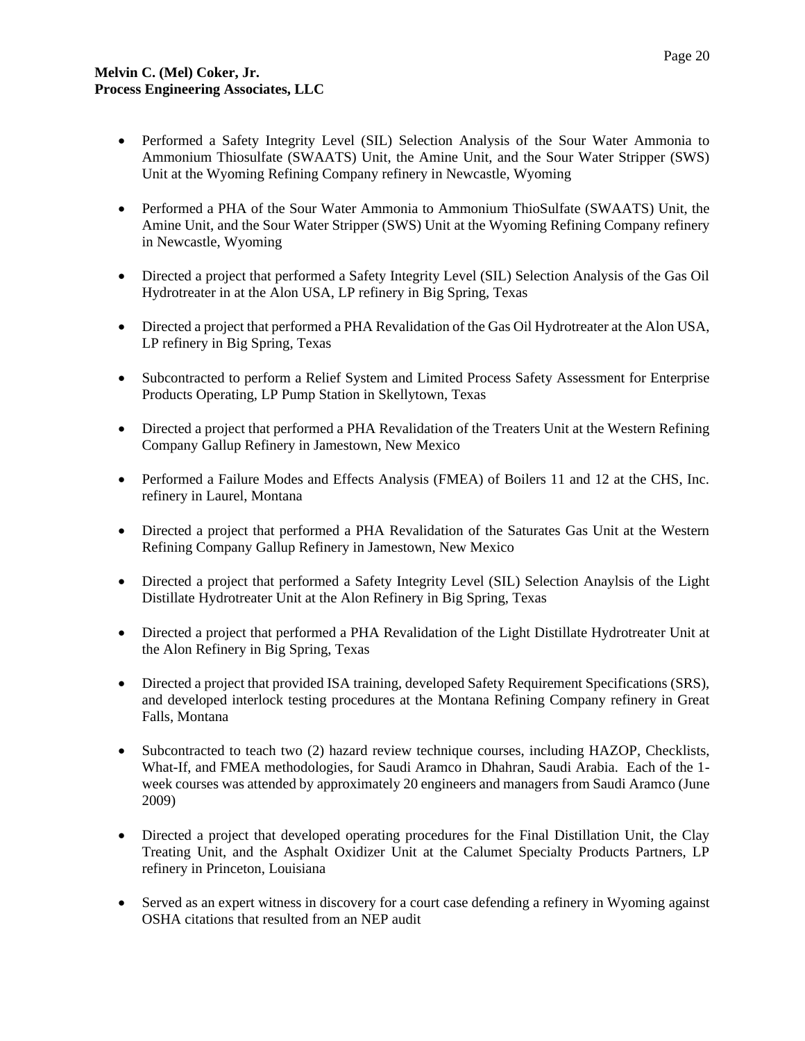- Performed a Safety Integrity Level (SIL) Selection Analysis of the Sour Water Ammonia to Ammonium Thiosulfate (SWAATS) Unit, the Amine Unit, and the Sour Water Stripper (SWS) Unit at the Wyoming Refining Company refinery in Newcastle, Wyoming

- Performed a PHA of the Sour Water Ammonia to Ammonium ThioSulfate (SWAATS) Unit, the Amine Unit, and the Sour Water Stripper (SWS) Unit at the Wyoming Refining Company refinery in Newcastle, Wyoming

- Directed a project that performed a Safety Integrity Level (SIL) Selection Analysis of the Gas Oil Hydrotreater in at the Alon USA, LP refinery in Big Spring, Texas

- Directed a project that performed a PHA Revalidation of the Gas Oil Hydrotreater at the Alon USA, LP refinery in Big Spring, Texas

- Subcontracted to perform a Relief System and Limited Process Safety Assessment for Enterprise Products Operating, LP Pump Station in Skellytown, Texas

- Directed a project that performed a PHA Revalidation of the Treaters Unit at the Western Refining Company Gallup Refinery in Jamestown, New Mexico

- Performed a Failure Modes and Effects Analysis (FMEA) of Boilers 11 and 12 at the CHS, Inc. refinery in Laurel, Montana

- Directed a project that performed a PHA Revalidation of the Saturates Gas Unit at the Western Refining Company Gallup Refinery in Jamestown, New Mexico

- Directed a project that performed a Safety Integrity Level (SIL) Selection Anaylsis of the Light Distillate Hydrotreater Unit at the Alon Refinery in Big Spring, Texas

- Directed a project that performed a PHA Revalidation of the Light Distillate Hydrotreater Unit at the Alon Refinery in Big Spring, Texas

- Directed a project that provided ISA training, developed Safety Requirement Specifications (SRS), and developed interlock testing procedures at the Montana Refining Company refinery in Great Falls, Montana

- Subcontracted to teach two (2) hazard review technique courses, including HAZOP, Checklists, What-If, and FMEA methodologies, for Saudi Aramco in Dhahran, Saudi Arabia. Each of the 1-week courses was attended by approximately 20 engineers and managers from Saudi Aramco (June 2009)

- Directed a project that developed operating procedures for the Final Distillation Unit, the Clay Treating Unit, and the Asphalt Oxidizer Unit at the Calumet Specialty Products Partners, LP refinery in Princeton, Louisiana

- Served as an expert witness in discovery for a court case defending a refinery in Wyoming against OSHA citations that resulted from an NEP audit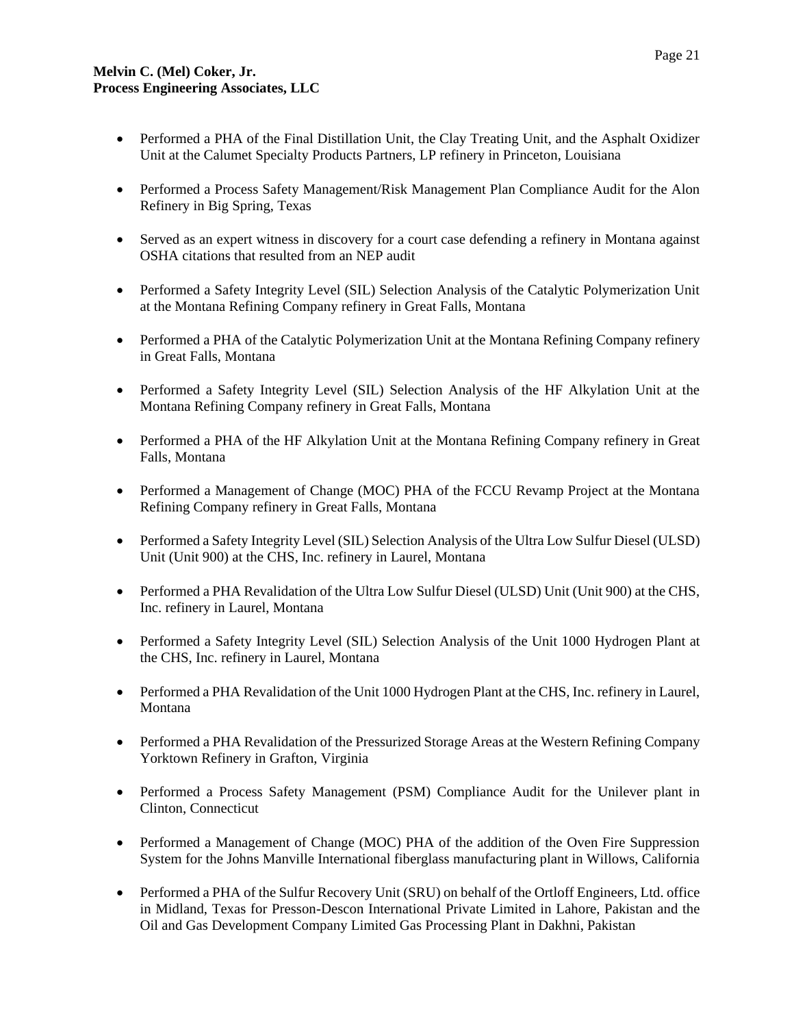- Performed a PHA of the Final Distillation Unit, the Clay Treating Unit, and the Asphalt Oxidizer Unit at the Calumet Specialty Products Partners, LP refinery in Princeton, Louisiana

- Performed a Process Safety Management/Risk Management Plan Compliance Audit for the Alon Refinery in Big Spring, Texas

- Served as an expert witness in discovery for a court case defending a refinery in Montana against OSHA citations that resulted from an NEP audit

- Performed a Safety Integrity Level (SIL) Selection Analysis of the Catalytic Polymerization Unit at the Montana Refining Company refinery in Great Falls, Montana

- Performed a PHA of the Catalytic Polymerization Unit at the Montana Refining Company refinery in Great Falls, Montana

- Performed a Safety Integrity Level (SIL) Selection Analysis of the HF Alkylation Unit at the Montana Refining Company refinery in Great Falls, Montana

- Performed a PHA of the HF Alkylation Unit at the Montana Refining Company refinery in Great Falls, Montana

- Performed a Management of Change (MOC) PHA of the FCCU Revamp Project at the Montana Refining Company refinery in Great Falls, Montana

- Performed a Safety Integrity Level (SIL) Selection Analysis of the Ultra Low Sulfur Diesel (ULSD) Unit (Unit 900) at the CHS, Inc. refinery in Laurel, Montana

- Performed a PHA Revalidation of the Ultra Low Sulfur Diesel (ULSD) Unit (Unit 900) at the CHS, Inc. refinery in Laurel, Montana

- Performed a Safety Integrity Level (SIL) Selection Analysis of the Unit 1000 Hydrogen Plant at the CHS, Inc. refinery in Laurel, Montana

- Performed a PHA Revalidation of the Unit 1000 Hydrogen Plant at the CHS, Inc. refinery in Laurel, Montana

- Performed a PHA Revalidation of the Pressurized Storage Areas at the Western Refining Company Yorktown Refinery in Grafton, Virginia

- Performed a Process Safety Management (PSM) Compliance Audit for the Unilever plant in Clinton, Connecticut

- Performed a Management of Change (MOC) PHA of the addition of the Oven Fire Suppression System for the Johns Manville International fiberglass manufacturing plant in Willows, California

- Performed a PHA of the Sulfur Recovery Unit (SRU) on behalf of the Ortloff Engineers, Ltd. office in Midland, Texas for Presson-Descon International Private Limited in Lahore, Pakistan and the Oil and Gas Development Company Limited Gas Processing Plant in Dakhni, Pakistan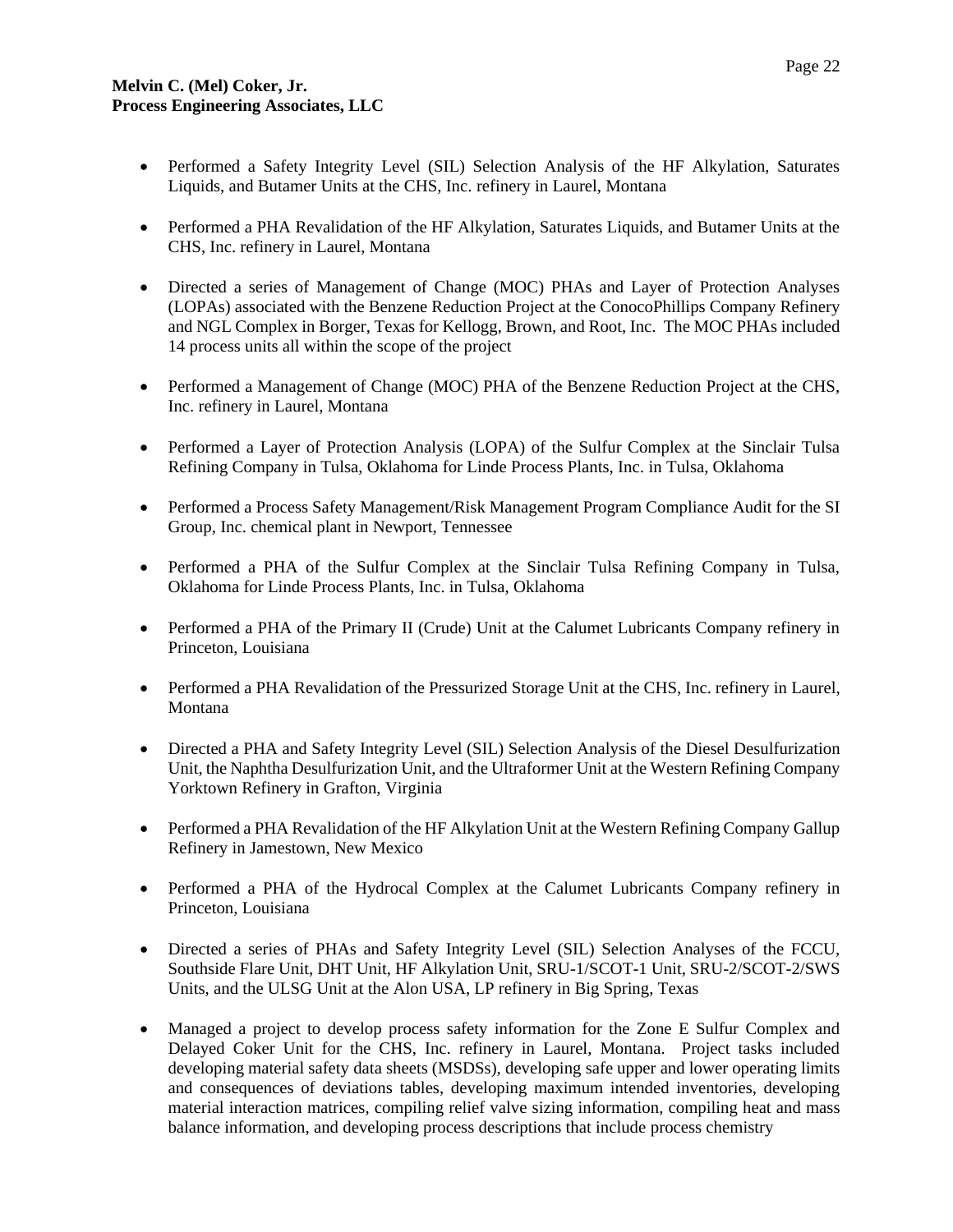- Performed a Safety Integrity Level (SIL) Selection Analysis of the HF Alkylation, Saturates Liquids, and Butamer Units at the CHS, Inc. refinery in Laurel, Montana

- Performed a PHA Revalidation of the HF Alkylation, Saturates Liquids, and Butamer Units at the CHS, Inc. refinery in Laurel, Montana

- Directed a series of Management of Change (MOC) PHAs and Layer of Protection Analyses (LOPAs) associated with the Benzene Reduction Project at the ConocoPhillips Company Refinery and NGL Complex in Borger, Texas for Kellogg, Brown, and Root, Inc. The MOC PHAs included 14 process units all within the scope of the project

- Performed a Management of Change (MOC) PHA of the Benzene Reduction Project at the CHS, Inc. refinery in Laurel, Montana

- Performed a Layer of Protection Analysis (LOPA) of the Sulfur Complex at the Sinclair Tulsa Refining Company in Tulsa, Oklahoma for Linde Process Plants, Inc. in Tulsa, Oklahoma

- Performed a Process Safety Management/Risk Management Program Compliance Audit for the SI Group, Inc. chemical plant in Newport, Tennessee

- Performed a PHA of the Sulfur Complex at the Sinclair Tulsa Refining Company in Tulsa, Oklahoma for Linde Process Plants, Inc. in Tulsa, Oklahoma

- Performed a PHA of the Primary II (Crude) Unit at the Calumet Lubricants Company refinery in Princeton, Louisiana

- Performed a PHA Revalidation of the Pressurized Storage Unit at the CHS, Inc. refinery in Laurel, Montana

- Directed a PHA and Safety Integrity Level (SIL) Selection Analysis of the Diesel Desulfurization Unit, the Naphtha Desulfurization Unit, and the Ultraformer Unit at the Western Refining Company Yorktown Refinery in Grafton, Virginia

- Performed a PHA Revalidation of the HF Alkylation Unit at the Western Refining Company Gallup Refinery in Jamestown, New Mexico

- Performed a PHA of the Hydrocal Complex at the Calumet Lubricants Company refinery in Princeton, Louisiana

- Directed a series of PHAs and Safety Integrity Level (SIL) Selection Analyses of the FCCU, Southside Flare Unit, DHT Unit, HF Alkylation Unit, SRU-1/SCOT-1 Unit, SRU-2/SCOT-2/SWS Units, and the ULSG Unit at the Alon USA, LP refinery in Big Spring, Texas

- Managed a project to develop process safety information for the Zone E Sulfur Complex and Delayed Coker Unit for the CHS, Inc. refinery in Laurel, Montana. Project tasks included developing material safety data sheets (MSDSs), developing safe upper and lower operating limits and consequences of deviations tables, developing maximum intended inventories, developing material interaction matrices, compiling relief valve sizing information, compiling heat and mass balance information, and developing process descriptions that include process chemistry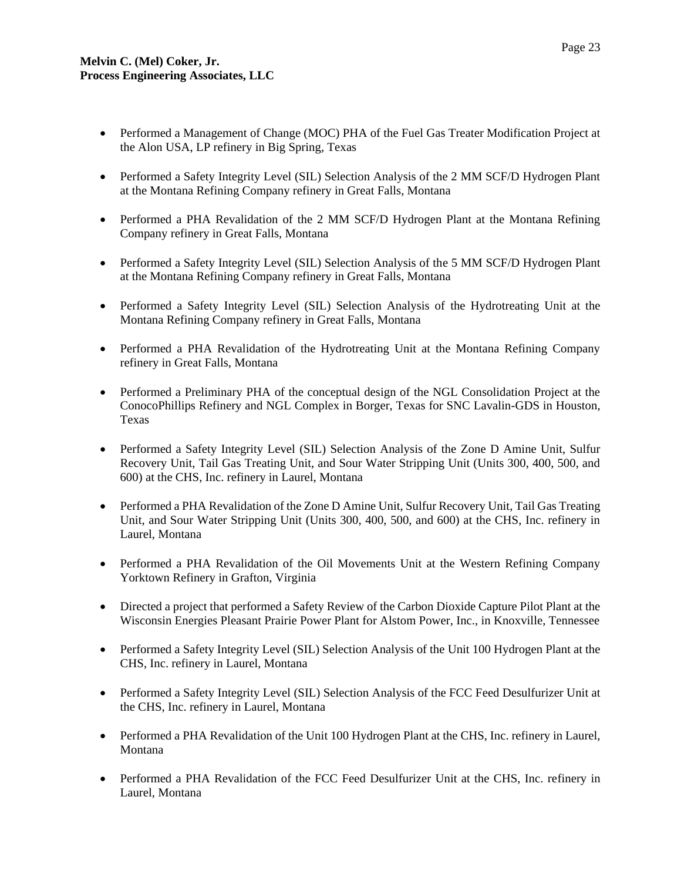- Performed a Management of Change (MOC) PHA of the Fuel Gas Treater Modification Project at the Alon USA, LP refinery in Big Spring, Texas

- Performed a Safety Integrity Level (SIL) Selection Analysis of the 2 MM SCF/D Hydrogen Plant at the Montana Refining Company refinery in Great Falls, Montana

- Performed a PHA Revalidation of the 2 MM SCF/D Hydrogen Plant at the Montana Refining Company refinery in Great Falls, Montana

- Performed a Safety Integrity Level (SIL) Selection Analysis of the 5 MM SCF/D Hydrogen Plant at the Montana Refining Company refinery in Great Falls, Montana

- Performed a Safety Integrity Level (SIL) Selection Analysis of the Hydrotreating Unit at the Montana Refining Company refinery in Great Falls, Montana

- Performed a PHA Revalidation of the Hydrotreating Unit at the Montana Refining Company refinery in Great Falls, Montana

- Performed a Preliminary PHA of the conceptual design of the NGL Consolidation Project at the ConocoPhillips Refinery and NGL Complex in Borger, Texas for SNC Lavalin-GDS in Houston, Texas

- Performed a Safety Integrity Level (SIL) Selection Analysis of the Zone D Amine Unit, Sulfur Recovery Unit, Tail Gas Treating Unit, and Sour Water Stripping Unit (Units 300, 400, 500, and 600) at the CHS, Inc. refinery in Laurel, Montana

- Performed a PHA Revalidation of the Zone D Amine Unit, Sulfur Recovery Unit, Tail Gas Treating Unit, and Sour Water Stripping Unit (Units 300, 400, 500, and 600) at the CHS, Inc. refinery in Laurel, Montana

- Performed a PHA Revalidation of the Oil Movements Unit at the Western Refining Company Yorktown Refinery in Grafton, Virginia

- Directed a project that performed a Safety Review of the Carbon Dioxide Capture Pilot Plant at the Wisconsin Energies Pleasant Prairie Power Plant for Alstom Power, Inc., in Knoxville, Tennessee

- Performed a Safety Integrity Level (SIL) Selection Analysis of the Unit 100 Hydrogen Plant at the CHS, Inc. refinery in Laurel, Montana

- Performed a Safety Integrity Level (SIL) Selection Analysis of the FCC Feed Desulfurizer Unit at the CHS, Inc. refinery in Laurel, Montana

- Performed a PHA Revalidation of the Unit 100 Hydrogen Plant at the CHS, Inc. refinery in Laurel, Montana

- Performed a PHA Revalidation of the FCC Feed Desulfurizer Unit at the CHS, Inc. refinery in Laurel, Montana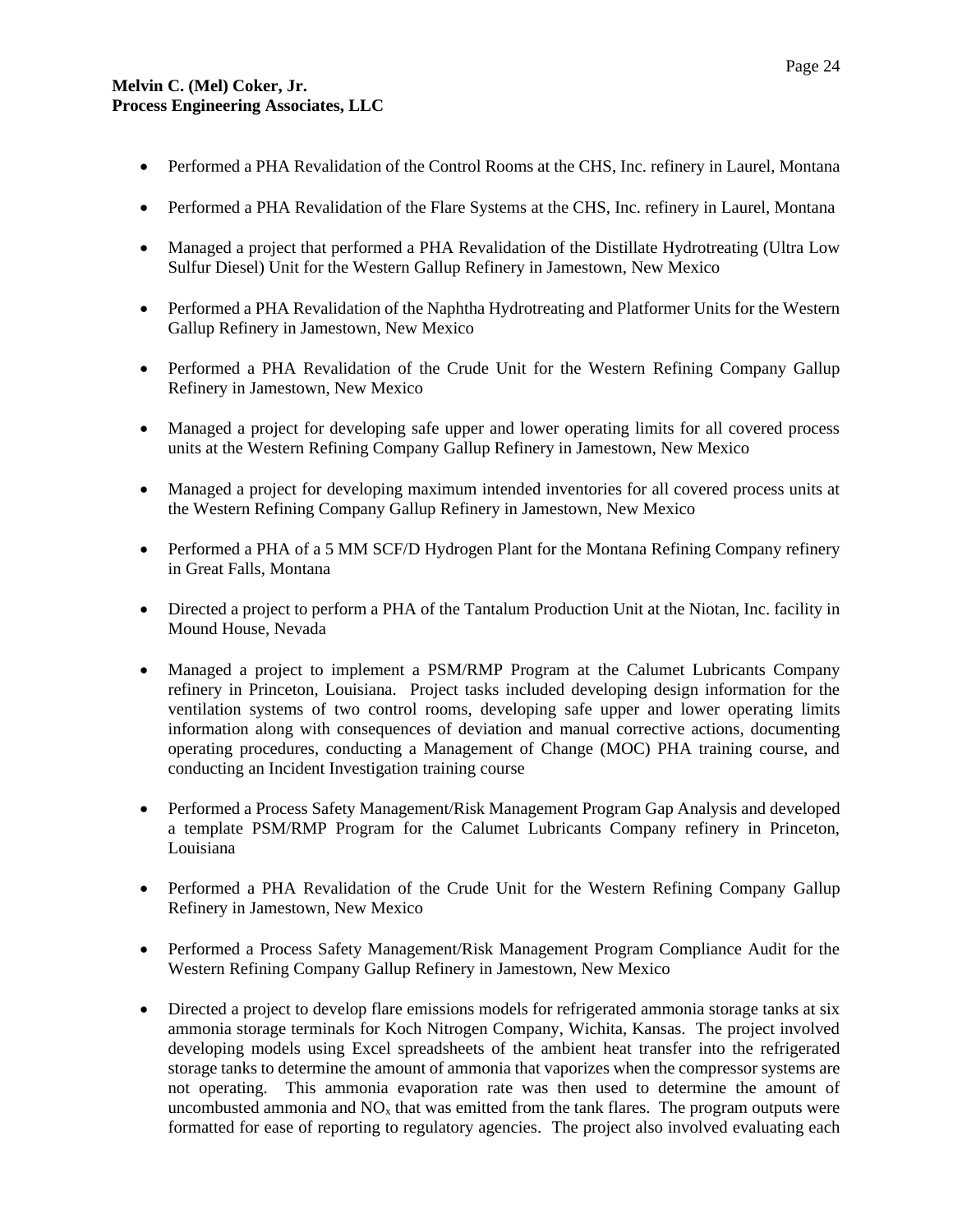- Performed a PHA Revalidation of the Control Rooms at the CHS, Inc. refinery in Laurel, Montana

- Performed a PHA Revalidation of the Flare Systems at the CHS, Inc. refinery in Laurel, Montana

- Managed a project that performed a PHA Revalidation of the Distillate Hydrotreating (Ultra Low Sulfur Diesel) Unit for the Western Gallup Refinery in Jamestown, New Mexico

- Performed a PHA Revalidation of the Naphtha Hydrotreating and Platformer Units for the Western Gallup Refinery in Jamestown, New Mexico

- Performed a PHA Revalidation of the Crude Unit for the Western Refining Company Gallup Refinery in Jamestown, New Mexico

- Managed a project for developing safe upper and lower operating limits for all covered process units at the Western Refining Company Gallup Refinery in Jamestown, New Mexico

- Managed a project for developing maximum intended inventories for all covered process units at the Western Refining Company Gallup Refinery in Jamestown, New Mexico

- Performed a PHA of a 5 MM SCF/D Hydrogen Plant for the Montana Refining Company refinery in Great Falls, Montana

- Directed a project to perform a PHA of the Tantalum Production Unit at the Niotan, Inc. facility in Mound House, Nevada

- Managed a project to implement a PSM/RMP Program at the Calumet Lubricants Company refinery in Princeton, Louisiana. Project tasks included developing design information for the ventilation systems of two control rooms, developing safe upper and lower operating limits information along with consequences of deviation and manual corrective actions, documenting operating procedures, conducting a Management of Change (MOC) PHA training course, and conducting an Incident Investigation training course

- Performed a Process Safety Management/Risk Management Program Gap Analysis and developed a template PSM/RMP Program for the Calumet Lubricants Company refinery in Princeton, Louisiana

- Performed a PHA Revalidation of the Crude Unit for the Western Refining Company Gallup Refinery in Jamestown, New Mexico

- Performed a Process Safety Management/Risk Management Program Compliance Audit for the Western Refining Company Gallup Refinery in Jamestown, New Mexico

- Directed a project to develop flare emissions models for refrigerated ammonia storage tanks at six ammonia storage terminals for Koch Nitrogen Company, Wichita, Kansas. The project involved developing models using Excel spreadsheets of the ambient heat transfer into the refrigerated storage tanks to determine the amount of ammonia that vaporizes when the compressor systems are not operating. This ammonia evaporation rate was then used to determine the amount of uncombusted ammonia and $NO_x$ that was emitted from the tank flares. The program outputs were formatted for ease of reporting to regulatory agencies. The project also involved evaluating each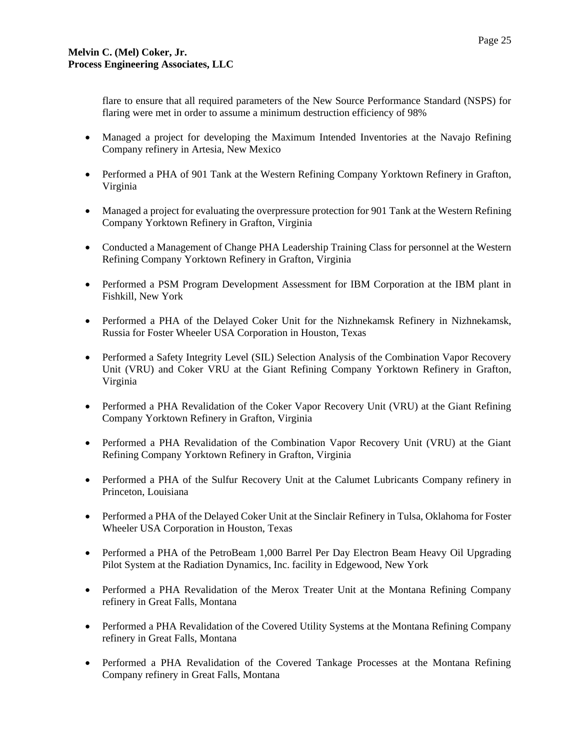flare to ensure that all required parameters of the New Source Performance Standard (NSPS) for flaring were met in order to assume a minimum destruction efficiency of 98%

- Managed a project for developing the Maximum Intended Inventories at the Navajo Refining Company refinery in Artesia, New Mexico

- Performed a PHA of 901 Tank at the Western Refining Company Yorktown Refinery in Grafton, Virginia

- Managed a project for evaluating the overpressure protection for 901 Tank at the Western Refining Company Yorktown Refinery in Grafton, Virginia

- Conducted a Management of Change PHA Leadership Training Class for personnel at the Western Refining Company Yorktown Refinery in Grafton, Virginia

- Performed a PSM Program Development Assessment for IBM Corporation at the IBM plant in Fishkill, New York

- Performed a PHA of the Delayed Coker Unit for the Nizhnekamsk Refinery in Nizhnekamsk, Russia for Foster Wheeler USA Corporation in Houston, Texas

- Performed a Safety Integrity Level (SIL) Selection Analysis of the Combination Vapor Recovery Unit (VRU) and Coker VRU at the Giant Refining Company Yorktown Refinery in Grafton, Virginia

- Performed a PHA Revalidation of the Coker Vapor Recovery Unit (VRU) at the Giant Refining Company Yorktown Refinery in Grafton, Virginia

- Performed a PHA Revalidation of the Combination Vapor Recovery Unit (VRU) at the Giant Refining Company Yorktown Refinery in Grafton, Virginia

- Performed a PHA of the Sulfur Recovery Unit at the Calumet Lubricants Company refinery in Princeton, Louisiana

- Performed a PHA of the Delayed Coker Unit at the Sinclair Refinery in Tulsa, Oklahoma for Foster Wheeler USA Corporation in Houston, Texas

- Performed a PHA of the PetroBeam 1,000 Barrel Per Day Electron Beam Heavy Oil Upgrading Pilot System at the Radiation Dynamics, Inc. facility in Edgewood, New York

- Performed a PHA Revalidation of the Merox Treater Unit at the Montana Refining Company refinery in Great Falls, Montana

- Performed a PHA Revalidation of the Covered Utility Systems at the Montana Refining Company refinery in Great Falls, Montana

- Performed a PHA Revalidation of the Covered Tankage Processes at the Montana Refining Company refinery in Great Falls, Montana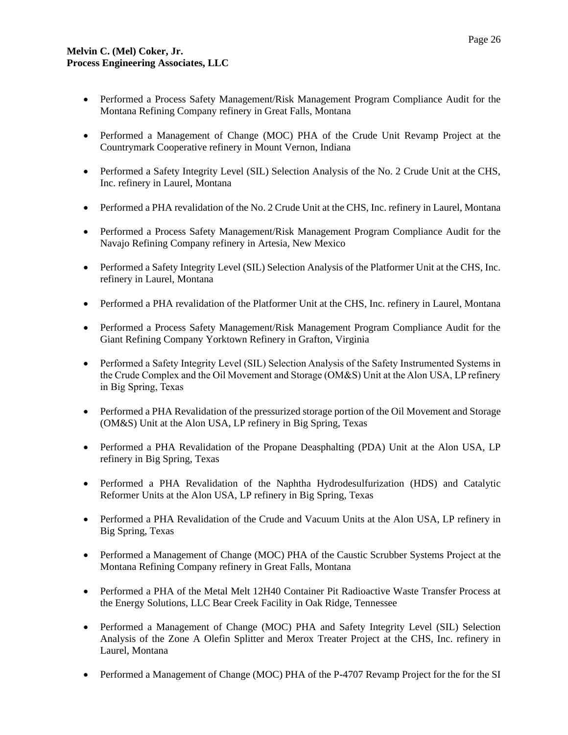- Performed a Process Safety Management/Risk Management Program Compliance Audit for the Montana Refining Company refinery in Great Falls, Montana

- Performed a Management of Change (MOC) PHA of the Crude Unit Revamp Project at the Countrymark Cooperative refinery in Mount Vernon, Indiana

- Performed a Safety Integrity Level (SIL) Selection Analysis of the No. 2 Crude Unit at the CHS, Inc. refinery in Laurel, Montana

- Performed a PHA revalidation of the No. 2 Crude Unit at the CHS, Inc. refinery in Laurel, Montana

- Performed a Process Safety Management/Risk Management Program Compliance Audit for the Navajo Refining Company refinery in Artesia, New Mexico

- Performed a Safety Integrity Level (SIL) Selection Analysis of the Platformer Unit at the CHS, Inc. refinery in Laurel, Montana

- Performed a PHA revalidation of the Platformer Unit at the CHS, Inc. refinery in Laurel, Montana

- Performed a Process Safety Management/Risk Management Program Compliance Audit for the Giant Refining Company Yorktown Refinery in Grafton, Virginia

- Performed a Safety Integrity Level (SIL) Selection Analysis of the Safety Instrumented Systems in the Crude Complex and the Oil Movement and Storage (OM&S) Unit at the Alon USA, LP refinery in Big Spring, Texas

- Performed a PHA Revalidation of the pressurized storage portion of the Oil Movement and Storage (OM&S) Unit at the Alon USA, LP refinery in Big Spring, Texas

- Performed a PHA Revalidation of the Propane Deasphalting (PDA) Unit at the Alon USA, LP refinery in Big Spring, Texas

- Performed a PHA Revalidation of the Naphtha Hydrodesulfurization (HDS) and Catalytic Reformer Units at the Alon USA, LP refinery in Big Spring, Texas

- Performed a PHA Revalidation of the Crude and Vacuum Units at the Alon USA, LP refinery in Big Spring, Texas

- Performed a Management of Change (MOC) PHA of the Caustic Scrubber Systems Project at the Montana Refining Company refinery in Great Falls, Montana

- Performed a PHA of the Metal Melt 12H40 Container Pit Radioactive Waste Transfer Process at the Energy Solutions, LLC Bear Creek Facility in Oak Ridge, Tennessee

- Performed a Management of Change (MOC) PHA and Safety Integrity Level (SIL) Selection Analysis of the Zone A Olefin Splitter and Merox Treater Project at the CHS, Inc. refinery in Laurel, Montana

- Performed a Management of Change (MOC) PHA of the P-4707 Revamp Project for the for the SI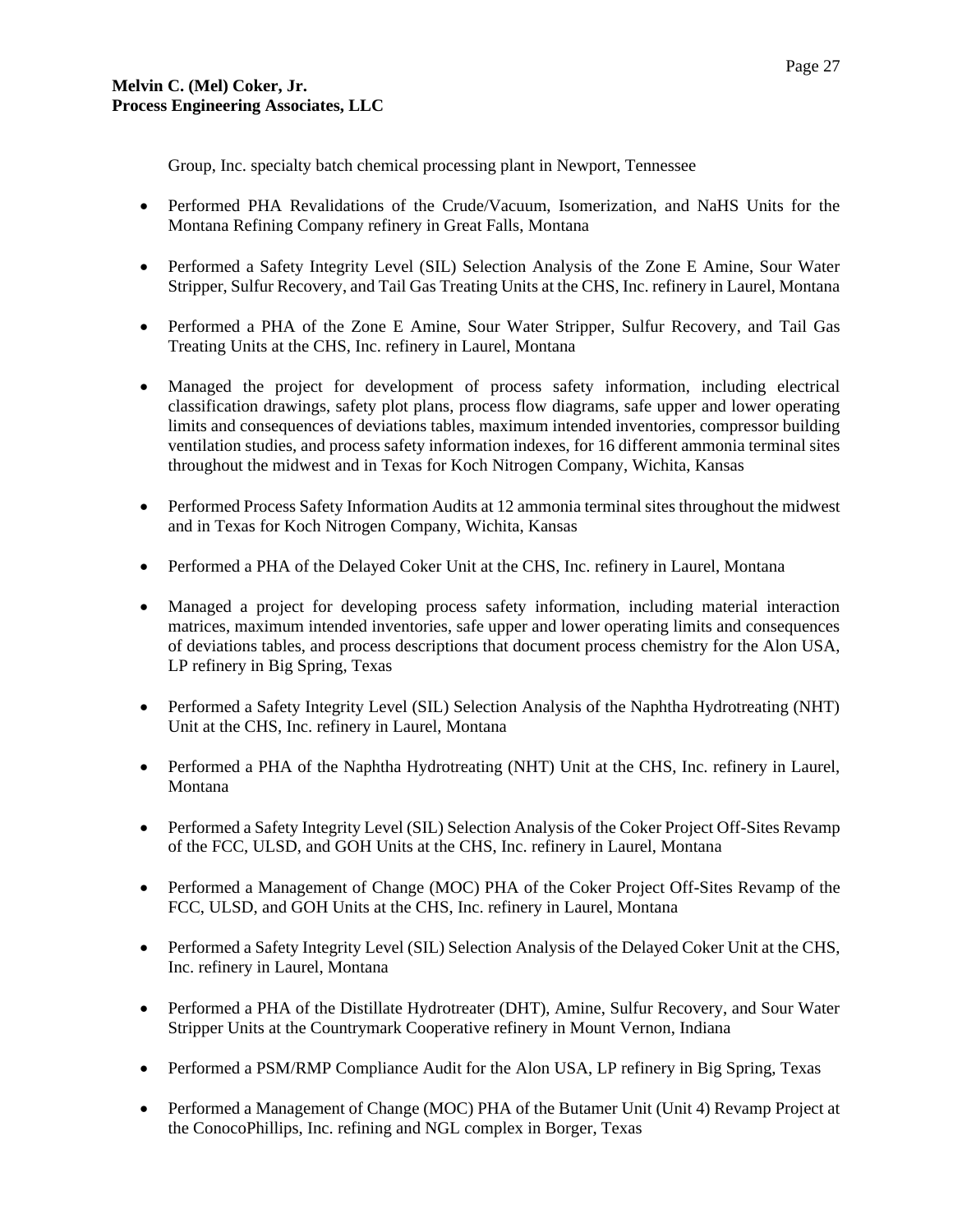Group, Inc. specialty batch chemical processing plant in Newport, Tennessee

- Performed PHA Revalidations of the Crude/Vacuum, Isomerization, and NaHS Units for the Montana Refining Company refinery in Great Falls, Montana

- Performed a Safety Integrity Level (SIL) Selection Analysis of the Zone E Amine, Sour Water Stripper, Sulfur Recovery, and Tail Gas Treating Units at the CHS, Inc. refinery in Laurel, Montana

- Performed a PHA of the Zone E Amine, Sour Water Stripper, Sulfur Recovery, and Tail Gas Treating Units at the CHS, Inc. refinery in Laurel, Montana

- Managed the project for development of process safety information, including electrical classification drawings, safety plot plans, process flow diagrams, safe upper and lower operating limits and consequences of deviations tables, maximum intended inventories, compressor building ventilation studies, and process safety information indexes, for 16 different ammonia terminal sites throughout the midwest and in Texas for Koch Nitrogen Company, Wichita, Kansas

- Performed Process Safety Information Audits at 12 ammonia terminal sites throughout the midwest and in Texas for Koch Nitrogen Company, Wichita, Kansas

- Performed a PHA of the Delayed Coker Unit at the CHS, Inc. refinery in Laurel, Montana

- Managed a project for developing process safety information, including material interaction matrices, maximum intended inventories, safe upper and lower operating limits and consequences of deviations tables, and process descriptions that document process chemistry for the Alon USA, LP refinery in Big Spring, Texas

- Performed a Safety Integrity Level (SIL) Selection Analysis of the Naphtha Hydrotreating (NHT) Unit at the CHS, Inc. refinery in Laurel, Montana

- Performed a PHA of the Naphtha Hydrotreating (NHT) Unit at the CHS, Inc. refinery in Laurel, Montana

- Performed a Safety Integrity Level (SIL) Selection Analysis of the Coker Project Off-Sites Revamp of the FCC, ULSD, and GOH Units at the CHS, Inc. refinery in Laurel, Montana

- Performed a Management of Change (MOC) PHA of the Coker Project Off-Sites Revamp of the FCC, ULSD, and GOH Units at the CHS, Inc. refinery in Laurel, Montana

- Performed a Safety Integrity Level (SIL) Selection Analysis of the Delayed Coker Unit at the CHS, Inc. refinery in Laurel, Montana

- Performed a PHA of the Distillate Hydrotreater (DHT), Amine, Sulfur Recovery, and Sour Water Stripper Units at the Countrymark Cooperative refinery in Mount Vernon, Indiana

- Performed a PSM/RMP Compliance Audit for the Alon USA, LP refinery in Big Spring, Texas

- Performed a Management of Change (MOC) PHA of the Butamer Unit (Unit 4) Revamp Project at the ConocoPhillips, Inc. refining and NGL complex in Borger, Texas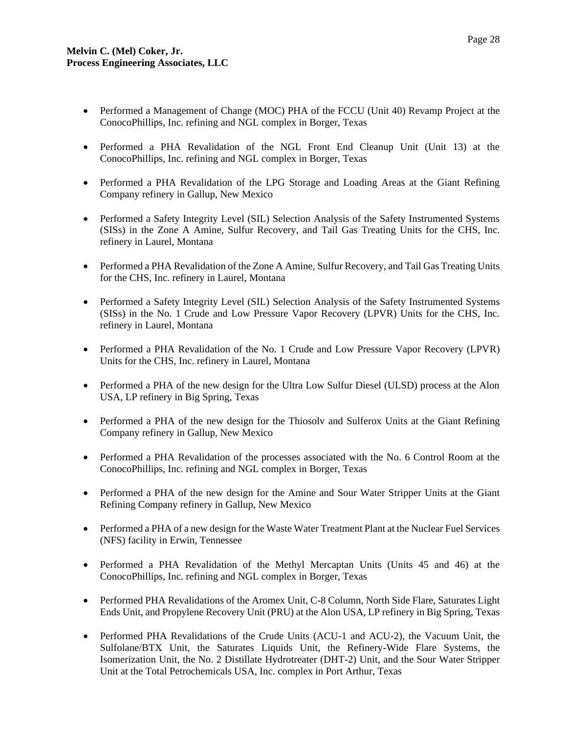- Performed a Management of Change (MOC) PHA of the FCCU (Unit 40) Revamp Project at the ConocoPhillips, Inc. refining and NGL complex in Borger, Texas

- Performed a PHA Revalidation of the NGL Front End Cleanup Unit (Unit 13) at the ConocoPhillips, Inc. refining and NGL complex in Borger, Texas

- Performed a PHA Revalidation of the LPG Storage and Loading Areas at the Giant Refining Company refinery in Gallup, New Mexico

- Performed a Safety Integrity Level (SIL) Selection Analysis of the Safety Instrumented Systems (SISs) in the Zone A Amine, Sulfur Recovery, and Tail Gas Treating Units for the CHS, Inc. refinery in Laurel, Montana

- Performed a PHA Revalidation of the Zone A Amine, Sulfur Recovery, and Tail Gas Treating Units for the CHS, Inc. refinery in Laurel, Montana

- Performed a Safety Integrity Level (SIL) Selection Analysis of the Safety Instrumented Systems (SISs) in the No. 1 Crude and Low Pressure Vapor Recovery (LPVR) Units for the CHS, Inc. refinery in Laurel, Montana

- Performed a PHA Revalidation of the No. 1 Crude and Low Pressure Vapor Recovery (LPVR) Units for the CHS, Inc. refinery in Laurel, Montana

- Performed a PHA of the new design for the Ultra Low Sulfur Diesel (ULSD) process at the Alon USA, LP refinery in Big Spring, Texas

- Performed a PHA of the new design for the Thiosolv and Sulferox Units at the Giant Refining Company refinery in Gallup, New Mexico

- Performed a PHA Revalidation of the processes associated with the No. 6 Control Room at the ConocoPhillips, Inc. refining and NGL complex in Borger, Texas

- Performed a PHA of the new design for the Amine and Sour Water Stripper Units at the Giant Refining Company refinery in Gallup, New Mexico

- Performed a PHA of a new design for the Waste Water Treatment Plant at the Nuclear Fuel Services (NFS) facility in Erwin, Tennessee

- Performed a PHA Revalidation of the Methyl Mercaptan Units (Units 45 and 46) at the ConocoPhillips, Inc. refining and NGL complex in Borger, Texas

- Performed PHA Revalidations of the Aromex Unit, C-8 Column, North Side Flare, Saturates Light Ends Unit, and Propylene Recovery Unit (PRU) at the Alon USA, LP refinery in Big Spring, Texas

- Performed PHA Revalidations of the Crude Units (ACU-1 and ACU-2), the Vacuum Unit, the Sulfolane/BTX Unit, the Saturates Liquids Unit, the Refinery-Wide Flare Systems, the Isomerization Unit, the No. 2 Distillate Hydrotreater (DHT-2) Unit, and the Sour Water Stripper Unit at the Total Petrochemicals USA, Inc. complex in Port Arthur, Texas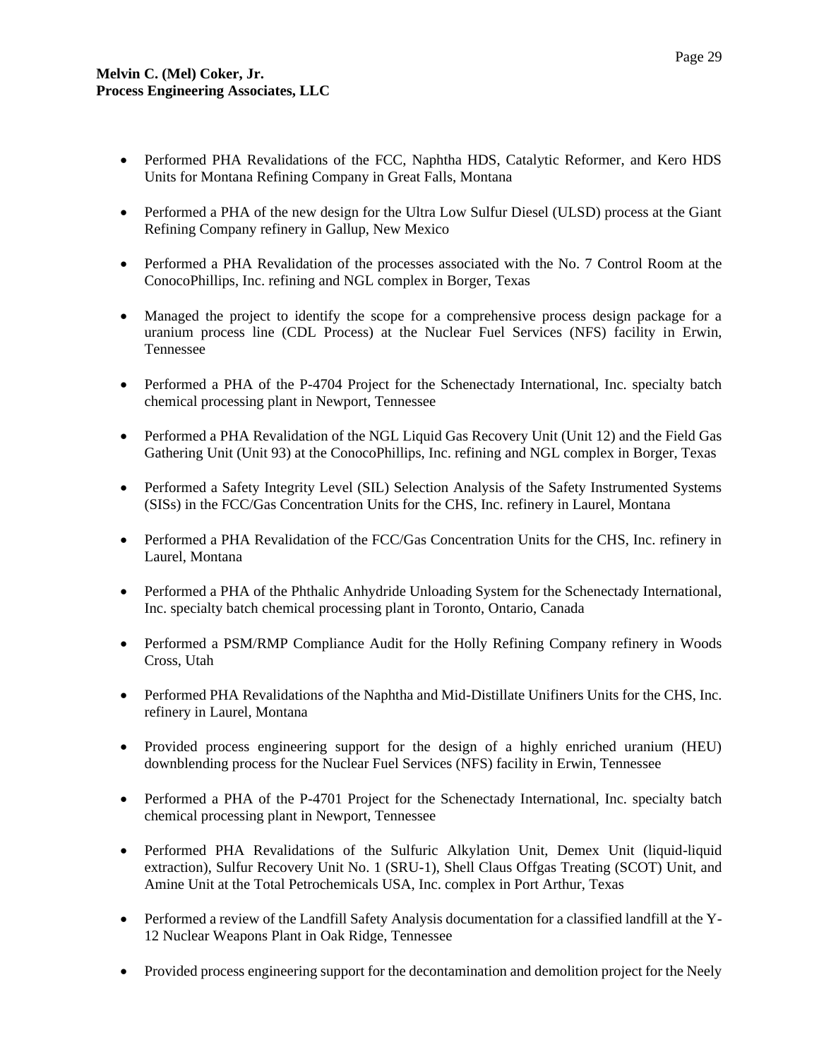- Performed PHA Revalidations of the FCC, Naphtha HDS, Catalytic Reformer, and Kero HDS Units for Montana Refining Company in Great Falls, Montana

- Performed a PHA of the new design for the Ultra Low Sulfur Diesel (ULSD) process at the Giant Refining Company refinery in Gallup, New Mexico

- Performed a PHA Revalidation of the processes associated with the No. 7 Control Room at the ConocoPhillips, Inc. refining and NGL complex in Borger, Texas

- Managed the project to identify the scope for a comprehensive process design package for a uranium process line (CDL Process) at the Nuclear Fuel Services (NFS) facility in Erwin, Tennessee

- Performed a PHA of the P-4704 Project for the Schenectady International, Inc. specialty batch chemical processing plant in Newport, Tennessee

- Performed a PHA Revalidation of the NGL Liquid Gas Recovery Unit (Unit 12) and the Field Gas Gathering Unit (Unit 93) at the ConocoPhillips, Inc. refining and NGL complex in Borger, Texas

- Performed a Safety Integrity Level (SIL) Selection Analysis of the Safety Instrumented Systems (SISs) in the FCC/Gas Concentration Units for the CHS, Inc. refinery in Laurel, Montana

- Performed a PHA Revalidation of the FCC/Gas Concentration Units for the CHS, Inc. refinery in Laurel, Montana

- Performed a PHA of the Phthalic Anhydride Unloading System for the Schenectady International, Inc. specialty batch chemical processing plant in Toronto, Ontario, Canada

- Performed a PSM/RMP Compliance Audit for the Holly Refining Company refinery in Woods Cross, Utah

- Performed PHA Revalidations of the Naphtha and Mid-Distillate Unifiners Units for the CHS, Inc. refinery in Laurel, Montana

- Provided process engineering support for the design of a highly enriched uranium (HEU) downblending process for the Nuclear Fuel Services (NFS) facility in Erwin, Tennessee

- Performed a PHA of the P-4701 Project for the Schenectady International, Inc. specialty batch chemical processing plant in Newport, Tennessee

- Performed PHA Revalidations of the Sulfuric Alkylation Unit, Demex Unit (liquid-liquid extraction), Sulfur Recovery Unit No. 1 (SRU-1), Shell Claus Offgas Treating (SCOT) Unit, and Amine Unit at the Total Petrochemicals USA, Inc. complex in Port Arthur, Texas

- Performed a review of the Landfill Safety Analysis documentation for a classified landfill at the Y-12 Nuclear Weapons Plant in Oak Ridge, Tennessee

- Provided process engineering support for the decontamination and demolition project for the Neely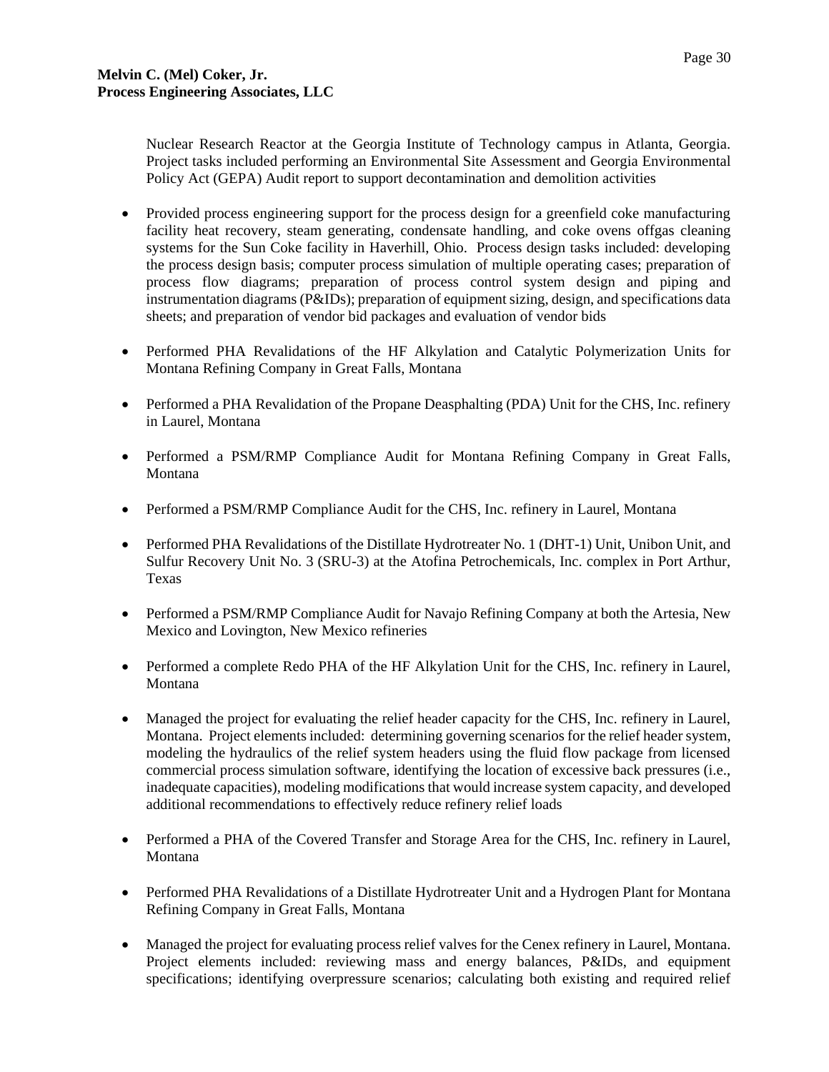Nuclear Research Reactor at the Georgia Institute of Technology campus in Atlanta, Georgia. Project tasks included performing an Environmental Site Assessment and Georgia Environmental Policy Act (GEPA) Audit report to support decontamination and demolition activities

- Provided process engineering support for the process design for a greenfield coke manufacturing facility heat recovery, steam generating, condensate handling, and coke ovens offgas cleaning systems for the Sun Coke facility in Haverhill, Ohio. Process design tasks included: developing the process design basis; computer process simulation of multiple operating cases; preparation of process flow diagrams; preparation of process control system design and piping and instrumentation diagrams (P&IDs); preparation of equipment sizing, design, and specifications data sheets; and preparation of vendor bid packages and evaluation of vendor bids

- Performed PHA Revalidations of the HF Alkylation and Catalytic Polymerization Units for Montana Refining Company in Great Falls, Montana

- Performed a PHA Revalidation of the Propane Deasphalting (PDA) Unit for the CHS, Inc. refinery in Laurel, Montana

- Performed a PSM/RMP Compliance Audit for Montana Refining Company in Great Falls, Montana

- Performed a PSM/RMP Compliance Audit for the CHS, Inc. refinery in Laurel, Montana

- Performed PHA Revalidations of the Distillate Hydrotreater No. 1 (DHT-1) Unit, Unibon Unit, and Sulfur Recovery Unit No. 3 (SRU-3) at the Atofina Petrochemicals, Inc. complex in Port Arthur, Texas

- Performed a PSM/RMP Compliance Audit for Navajo Refining Company at both the Artesia, New Mexico and Lovington, New Mexico refineries

- Performed a complete Redo PHA of the HF Alkylation Unit for the CHS, Inc. refinery in Laurel, Montana

- Managed the project for evaluating the relief header capacity for the CHS, Inc. refinery in Laurel, Montana. Project elements included: determining governing scenarios for the relief header system, modeling the hydraulics of the relief system headers using the fluid flow package from licensed commercial process simulation software, identifying the location of excessive back pressures (i.e., inadequate capacities), modeling modifications that would increase system capacity, and developed additional recommendations to effectively reduce refinery relief loads

- Performed a PHA of the Covered Transfer and Storage Area for the CHS, Inc. refinery in Laurel, Montana

- Performed PHA Revalidations of a Distillate Hydrotreater Unit and a Hydrogen Plant for Montana Refining Company in Great Falls, Montana

- Managed the project for evaluating process relief valves for the Cenex refinery in Laurel, Montana. Project elements included: reviewing mass and energy balances, P&IDs, and equipment specifications; identifying overpressure scenarios; calculating both existing and required relief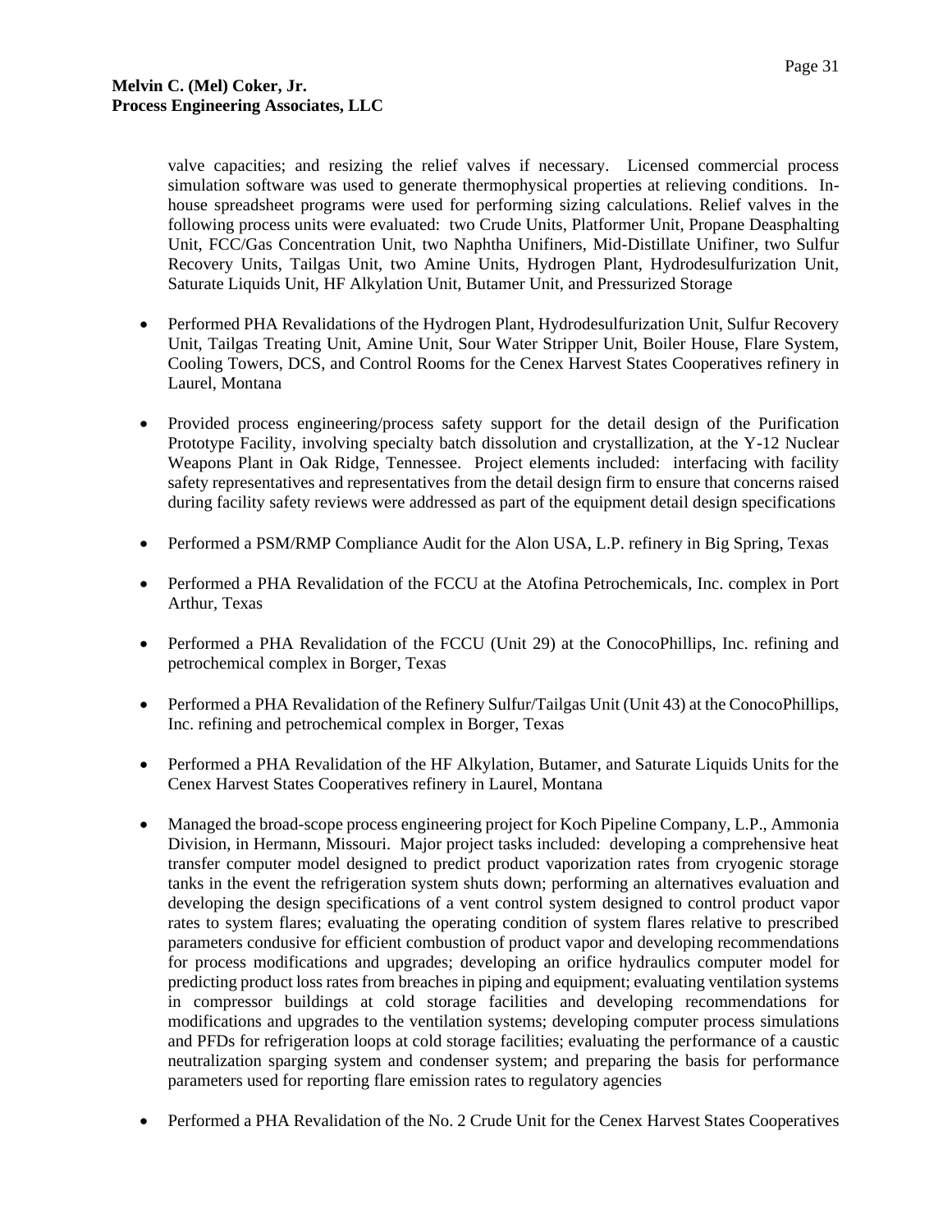valve capacities; and resizing the relief valves if necessary. Licensed commercial process simulation software was used to generate thermophysical properties at relieving conditions. In-house spreadsheet programs were used for performing sizing calculations. Relief valves in the following process units were evaluated: two Crude Units, Platformer Unit, Propane Deasphalting Unit, FCC/Gas Concentration Unit, two Naphtha Unifiners, Mid-Distillate Unifiner, two Sulfur Recovery Units, Tailgas Unit, two Amine Units, Hydrogen Plant, Hydrodesulfurization Unit, Saturate Liquids Unit, HF Alkylation Unit, Butamer Unit, and Pressurized Storage

- Performed PHA Revalidations of the Hydrogen Plant, Hydrodesulfurization Unit, Sulfur Recovery Unit, Tailgas Treating Unit, Amine Unit, Sour Water Stripper Unit, Boiler House, Flare System, Cooling Towers, DCS, and Control Rooms for the Cenex Harvest States Cooperatives refinery in Laurel, Montana

- Provided process engineering/process safety support for the detail design of the Purification Prototype Facility, involving specialty batch dissolution and crystallization, at the Y-12 Nuclear Weapons Plant in Oak Ridge, Tennessee. Project elements included: interfacing with facility safety representatives and representatives from the detail design firm to ensure that concerns raised during facility safety reviews were addressed as part of the equipment detail design specifications

- Performed a PSM/RMP Compliance Audit for the Alon USA, L.P. refinery in Big Spring, Texas

- Performed a PHA Revalidation of the FCCU at the Atofina Petrochemicals, Inc. complex in Port Arthur, Texas

- Performed a PHA Revalidation of the FCCU (Unit 29) at the ConocoPhillips, Inc. refining and petrochemical complex in Borger, Texas

- Performed a PHA Revalidation of the Refinery Sulfur/Tailgas Unit (Unit 43) at the ConocoPhillips, Inc. refining and petrochemical complex in Borger, Texas

- Performed a PHA Revalidation of the HF Alkylation, Butamer, and Saturate Liquids Units for the Cenex Harvest States Cooperatives refinery in Laurel, Montana

- Managed the broad-scope process engineering project for Koch Pipeline Company, L.P., Ammonia Division, in Hermann, Missouri. Major project tasks included: developing a comprehensive heat transfer computer model designed to predict product vaporization rates from cryogenic storage tanks in the event the refrigeration system shuts down; performing an alternatives evaluation and developing the design specifications of a vent control system designed to control product vapor rates to system flares; evaluating the operating condition of system flares relative to prescribed parameters condusive for efficient combustion of product vapor and developing recommendations for process modifications and upgrades; developing an orifice hydraulics computer model for predicting product loss rates from breaches in piping and equipment; evaluating ventilation systems in compressor buildings at cold storage facilities and developing recommendations for modifications and upgrades to the ventilation systems; developing computer process simulations and PFDs for refrigeration loops at cold storage facilities; evaluating the performance of a caustic neutralization sparging system and condenser system; and preparing the basis for performance parameters used for reporting flare emission rates to regulatory agencies

- Performed a PHA Revalidation of the No. 2 Crude Unit for the Cenex Harvest States Cooperatives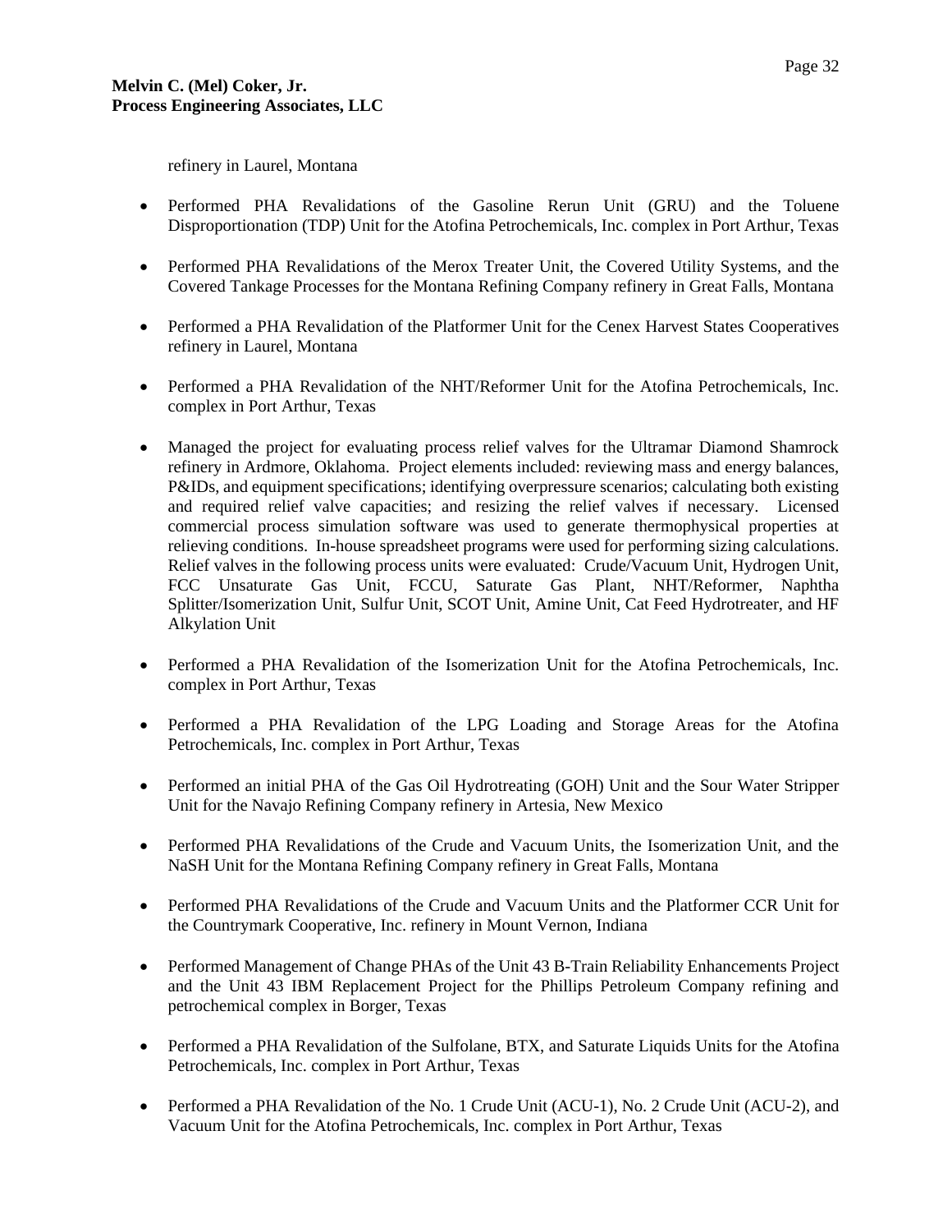refinery in Laurel, Montana

- Performed PHA Revalidations of the Gasoline Rerun Unit (GRU) and the Toluene Disproportionation (TDP) Unit for the Atofina Petrochemicals, Inc. complex in Port Arthur, Texas

- Performed PHA Revalidations of the Merox Treater Unit, the Covered Utility Systems, and the Covered Tankage Processes for the Montana Refining Company refinery in Great Falls, Montana

- Performed a PHA Revalidation of the Platformer Unit for the Cenex Harvest States Cooperatives refinery in Laurel, Montana

- Performed a PHA Revalidation of the NHT/Reformer Unit for the Atofina Petrochemicals, Inc. complex in Port Arthur, Texas

- Managed the project for evaluating process relief valves for the Ultramar Diamond Shamrock refinery in Ardmore, Oklahoma. Project elements included: reviewing mass and energy balances, P&IDs, and equipment specifications; identifying overpressure scenarios; calculating both existing and required relief valve capacities; and resizing the relief valves if necessary. Licensed commercial process simulation software was used to generate thermophysical properties at relieving conditions. In-house spreadsheet programs were used for performing sizing calculations. Relief valves in the following process units were evaluated: Crude/Vacuum Unit, Hydrogen Unit, FCC Unsaturate Gas Unit, FCCU, Saturate Gas Plant, NHT/Reformer, Naphtha Splitter/Isomerization Unit, Sulfur Unit, SCOT Unit, Amine Unit, Cat Feed Hydrotreater, and HF Alkylation Unit

- Performed a PHA Revalidation of the Isomerization Unit for the Atofina Petrochemicals, Inc. complex in Port Arthur, Texas

- Performed a PHA Revalidation of the LPG Loading and Storage Areas for the Atofina Petrochemicals, Inc. complex in Port Arthur, Texas

- Performed an initial PHA of the Gas Oil Hydrotreating (GOH) Unit and the Sour Water Stripper Unit for the Navajo Refining Company refinery in Artesia, New Mexico

- Performed PHA Revalidations of the Crude and Vacuum Units, the Isomerization Unit, and the NaSH Unit for the Montana Refining Company refinery in Great Falls, Montana

- Performed PHA Revalidations of the Crude and Vacuum Units and the Platformer CCR Unit for the Countrymark Cooperative, Inc. refinery in Mount Vernon, Indiana

- Performed Management of Change PHAs of the Unit 43 B-Train Reliability Enhancements Project and the Unit 43 IBM Replacement Project for the Phillips Petroleum Company refining and petrochemical complex in Borger, Texas

- Performed a PHA Revalidation of the Sulfolane, BTX, and Saturate Liquids Units for the Atofina Petrochemicals, Inc. complex in Port Arthur, Texas

- Performed a PHA Revalidation of the No. 1 Crude Unit (ACU-1), No. 2 Crude Unit (ACU-2), and Vacuum Unit for the Atofina Petrochemicals, Inc. complex in Port Arthur, Texas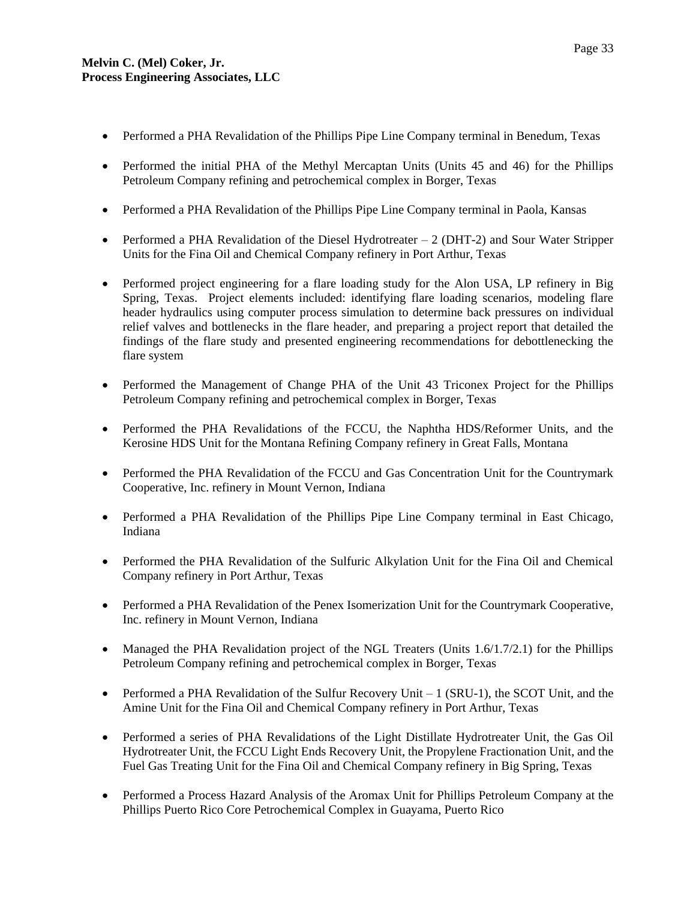- Performed a PHA Revalidation of the Phillips Pipe Line Company terminal in Benedum, Texas

- Performed the initial PHA of the Methyl Mercaptan Units (Units 45 and 46) for the Phillips Petroleum Company refining and petrochemical complex in Borger, Texas

- Performed a PHA Revalidation of the Phillips Pipe Line Company terminal in Paola, Kansas

- Performed a PHA Revalidation of the Diesel Hydrotreater – 2 (DHT-2) and Sour Water Stripper Units for the Fina Oil and Chemical Company refinery in Port Arthur, Texas

- Performed project engineering for a flare loading study for the Alon USA, LP refinery in Big Spring, Texas. Project elements included: identifying flare loading scenarios, modeling flare header hydraulics using computer process simulation to determine back pressures on individual relief valves and bottlenecks in the flare header, and preparing a project report that detailed the findings of the flare study and presented engineering recommendations for debottlenecking the flare system

- Performed the Management of Change PHA of the Unit 43 Triconex Project for the Phillips Petroleum Company refining and petrochemical complex in Borger, Texas

- Performed the PHA Revalidations of the FCCU, the Naphtha HDS/Reformer Units, and the Kerosine HDS Unit for the Montana Refining Company refinery in Great Falls, Montana

- Performed the PHA Revalidation of the FCCU and Gas Concentration Unit for the Countrymark Cooperative, Inc. refinery in Mount Vernon, Indiana

- Performed a PHA Revalidation of the Phillips Pipe Line Company terminal in East Chicago, Indiana

- Performed the PHA Revalidation of the Sulfuric Alkylation Unit for the Fina Oil and Chemical Company refinery in Port Arthur, Texas

- Performed a PHA Revalidation of the Penex Isomerization Unit for the Countrymark Cooperative, Inc. refinery in Mount Vernon, Indiana

- Managed the PHA Revalidation project of the NGL Treaters (Units 1.6/1.7/2.1) for the Phillips Petroleum Company refining and petrochemical complex in Borger, Texas

- Performed a PHA Revalidation of the Sulfur Recovery Unit – 1 (SRU-1), the SCOT Unit, and the Amine Unit for the Fina Oil and Chemical Company refinery in Port Arthur, Texas

- Performed a series of PHA Revalidations of the Light Distillate Hydrotreater Unit, the Gas Oil Hydrotreater Unit, the FCCU Light Ends Recovery Unit, the Propylene Fractionation Unit, and the Fuel Gas Treating Unit for the Fina Oil and Chemical Company refinery in Big Spring, Texas

- Performed a Process Hazard Analysis of the Aromax Unit for Phillips Petroleum Company at the Phillips Puerto Rico Core Petrochemical Complex in Guayama, Puerto Rico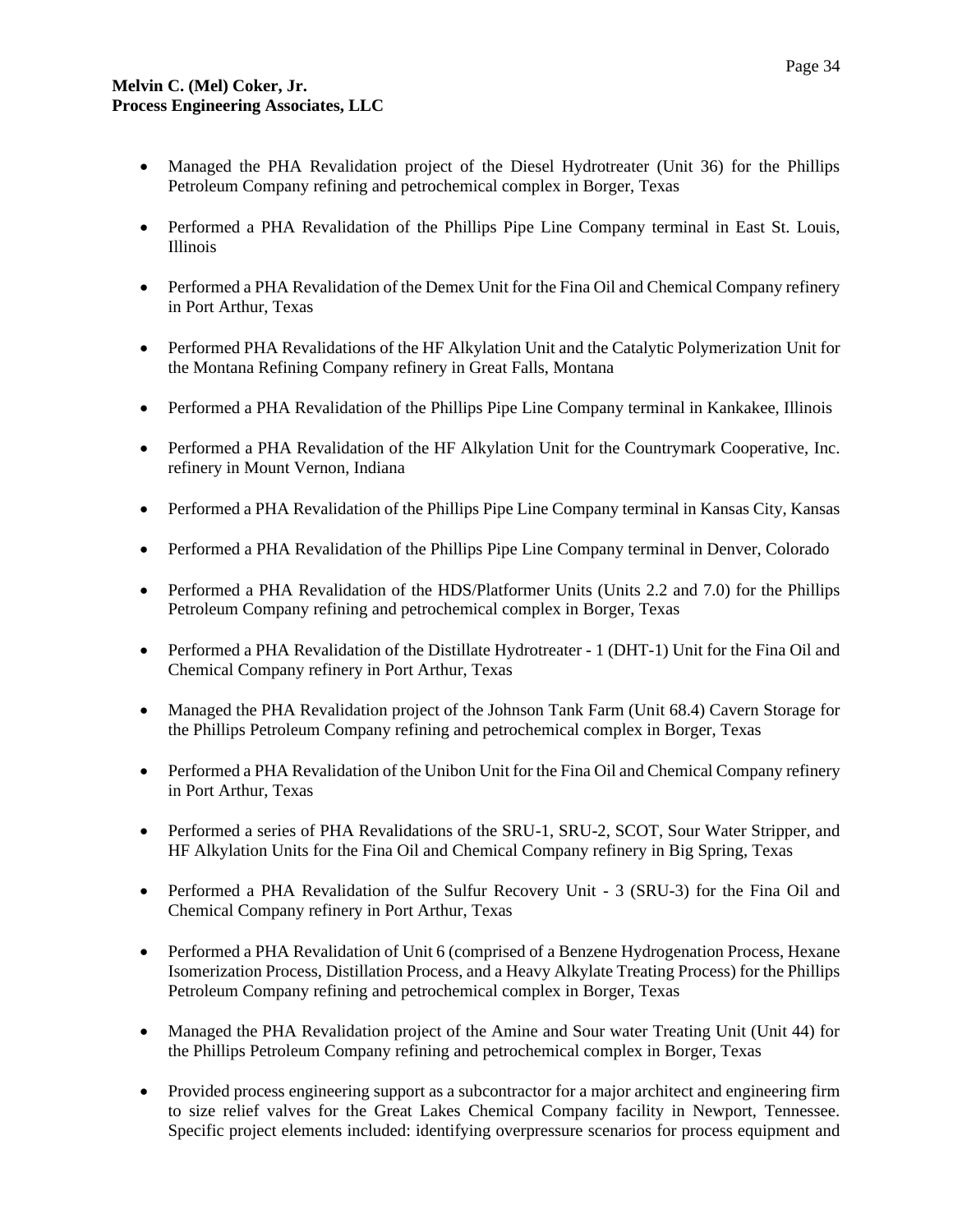- Managed the PHA Revalidation project of the Diesel Hydrotreater (Unit 36) for the Phillips Petroleum Company refining and petrochemical complex in Borger, Texas

- Performed a PHA Revalidation of the Phillips Pipe Line Company terminal in East St. Louis, Illinois

- Performed a PHA Revalidation of the Demex Unit for the Fina Oil and Chemical Company refinery in Port Arthur, Texas

- Performed PHA Revalidations of the HF Alkylation Unit and the Catalytic Polymerization Unit for the Montana Refining Company refinery in Great Falls, Montana

- Performed a PHA Revalidation of the Phillips Pipe Line Company terminal in Kankakee, Illinois

- Performed a PHA Revalidation of the HF Alkylation Unit for the Countrymark Cooperative, Inc. refinery in Mount Vernon, Indiana

- Performed a PHA Revalidation of the Phillips Pipe Line Company terminal in Kansas City, Kansas

- Performed a PHA Revalidation of the Phillips Pipe Line Company terminal in Denver, Colorado

- Performed a PHA Revalidation of the HDS/Platformer Units (Units 2.2 and 7.0) for the Phillips Petroleum Company refining and petrochemical complex in Borger, Texas

- Performed a PHA Revalidation of the Distillate Hydrotreater - 1 (DHT-1) Unit for the Fina Oil and Chemical Company refinery in Port Arthur, Texas

- Managed the PHA Revalidation project of the Johnson Tank Farm (Unit 68.4) Cavern Storage for the Phillips Petroleum Company refining and petrochemical complex in Borger, Texas

- Performed a PHA Revalidation of the Unibon Unit for the Fina Oil and Chemical Company refinery in Port Arthur, Texas

- Performed a series of PHA Revalidations of the SRU-1, SRU-2, SCOT, Sour Water Stripper, and HF Alkylation Units for the Fina Oil and Chemical Company refinery in Big Spring, Texas

- Performed a PHA Revalidation of the Sulfur Recovery Unit - 3 (SRU-3) for the Fina Oil and Chemical Company refinery in Port Arthur, Texas

- Performed a PHA Revalidation of Unit 6 (comprised of a Benzene Hydrogenation Process, Hexane Isomerization Process, Distillation Process, and a Heavy Alkylate Treating Process) for the Phillips Petroleum Company refining and petrochemical complex in Borger, Texas

- Managed the PHA Revalidation project of the Amine and Sour water Treating Unit (Unit 44) for the Phillips Petroleum Company refining and petrochemical complex in Borger, Texas

- Provided process engineering support as a subcontractor for a major architect and engineering firm to size relief valves for the Great Lakes Chemical Company facility in Newport, Tennessee. Specific project elements included: identifying overpressure scenarios for process equipment and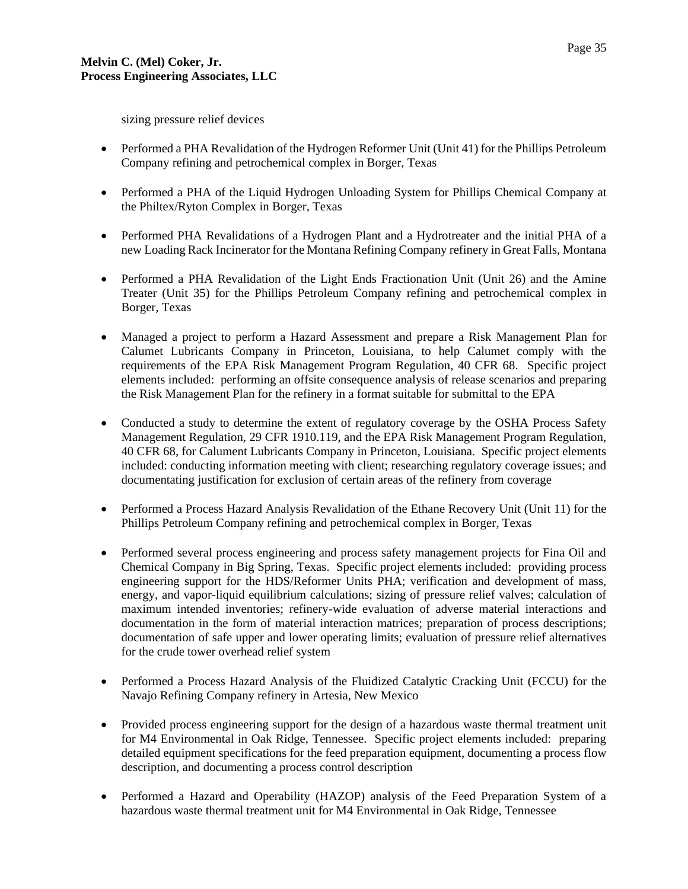sizing pressure relief devices

- Performed a PHA Revalidation of the Hydrogen Reformer Unit (Unit 41) for the Phillips Petroleum Company refining and petrochemical complex in Borger, Texas

- Performed a PHA of the Liquid Hydrogen Unloading System for Phillips Chemical Company at the Philtex/Ryton Complex in Borger, Texas

- Performed PHA Revalidations of a Hydrogen Plant and a Hydrotreater and the initial PHA of a new Loading Rack Incinerator for the Montana Refining Company refinery in Great Falls, Montana

- Performed a PHA Revalidation of the Light Ends Fractionation Unit (Unit 26) and the Amine Treater (Unit 35) for the Phillips Petroleum Company refining and petrochemical complex in Borger, Texas

- Managed a project to perform a Hazard Assessment and prepare a Risk Management Plan for Calumet Lubricants Company in Princeton, Louisiana, to help Calumet comply with the requirements of the EPA Risk Management Program Regulation, 40 CFR 68. Specific project elements included: performing an offsite consequence analysis of release scenarios and preparing the Risk Management Plan for the refinery in a format suitable for submittal to the EPA

- Conducted a study to determine the extent of regulatory coverage by the OSHA Process Safety Management Regulation, 29 CFR 1910.119, and the EPA Risk Management Program Regulation, 40 CFR 68, for Calument Lubricants Company in Princeton, Louisiana. Specific project elements included: conducting information meeting with client; researching regulatory coverage issues; and documentating justification for exclusion of certain areas of the refinery from coverage

- Performed a Process Hazard Analysis Revalidation of the Ethane Recovery Unit (Unit 11) for the Phillips Petroleum Company refining and petrochemical complex in Borger, Texas

- Performed several process engineering and process safety management projects for Fina Oil and Chemical Company in Big Spring, Texas. Specific project elements included: providing process engineering support for the HDS/Reformer Units PHA; verification and development of mass, energy, and vapor-liquid equilibrium calculations; sizing of pressure relief valves; calculation of maximum intended inventories; refinery-wide evaluation of adverse material interactions and documentation in the form of material interaction matrices; preparation of process descriptions; documentation of safe upper and lower operating limits; evaluation of pressure relief alternatives for the crude tower overhead relief system

- Performed a Process Hazard Analysis of the Fluidized Catalytic Cracking Unit (FCCU) for the Navajo Refining Company refinery in Artesia, New Mexico

- Provided process engineering support for the design of a hazardous waste thermal treatment unit for M4 Environmental in Oak Ridge, Tennessee. Specific project elements included: preparing detailed equipment specifications for the feed preparation equipment, documenting a process flow description, and documenting a process control description

- Performed a Hazard and Operability (HAZOP) analysis of the Feed Preparation System of a hazardous waste thermal treatment unit for M4 Environmental in Oak Ridge, Tennessee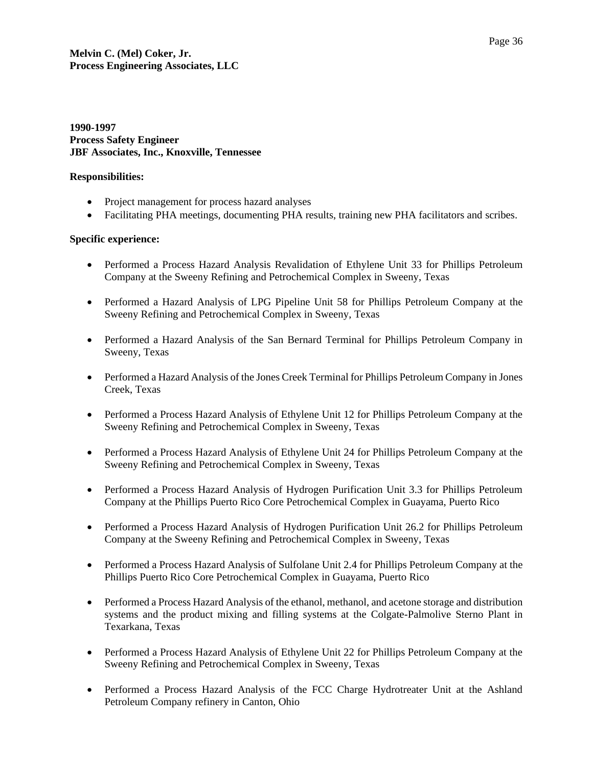**1990-1997**
**Process Safety Engineer**
**JBF Associates, Inc., Knoxville, Tennessee**

**Responsibilities:**

- Project management for process hazard analyses
- Facilitating PHA meetings, documenting PHA results, training new PHA facilitators and scribes.

**Specific experience:**

- Performed a Process Hazard Analysis Revalidation of Ethylene Unit 33 for Phillips Petroleum Company at the Sweeny Refining and Petrochemical Complex in Sweeny, Texas

- Performed a Hazard Analysis of LPG Pipeline Unit 58 for Phillips Petroleum Company at the Sweeny Refining and Petrochemical Complex in Sweeny, Texas

- Performed a Hazard Analysis of the San Bernard Terminal for Phillips Petroleum Company in Sweeny, Texas

- Performed a Hazard Analysis of the Jones Creek Terminal for Phillips Petroleum Company in Jones Creek, Texas

- Performed a Process Hazard Analysis of Ethylene Unit 12 for Phillips Petroleum Company at the Sweeny Refining and Petrochemical Complex in Sweeny, Texas

- Performed a Process Hazard Analysis of Ethylene Unit 24 for Phillips Petroleum Company at the Sweeny Refining and Petrochemical Complex in Sweeny, Texas

- Performed a Process Hazard Analysis of Hydrogen Purification Unit 3.3 for Phillips Petroleum Company at the Phillips Puerto Rico Core Petrochemical Complex in Guayama, Puerto Rico

- Performed a Process Hazard Analysis of Hydrogen Purification Unit 26.2 for Phillips Petroleum Company at the Sweeny Refining and Petrochemical Complex in Sweeny, Texas

- Performed a Process Hazard Analysis of Sulfolane Unit 2.4 for Phillips Petroleum Company at the Phillips Puerto Rico Core Petrochemical Complex in Guayama, Puerto Rico

- Performed a Process Hazard Analysis of the ethanol, methanol, and acetone storage and distribution systems and the product mixing and filling systems at the Colgate-Palmolive Sterno Plant in Texarkana, Texas

- Performed a Process Hazard Analysis of Ethylene Unit 22 for Phillips Petroleum Company at the Sweeny Refining and Petrochemical Complex in Sweeny, Texas

- Performed a Process Hazard Analysis of the FCC Charge Hydrotreater Unit at the Ashland Petroleum Company refinery in Canton, Ohio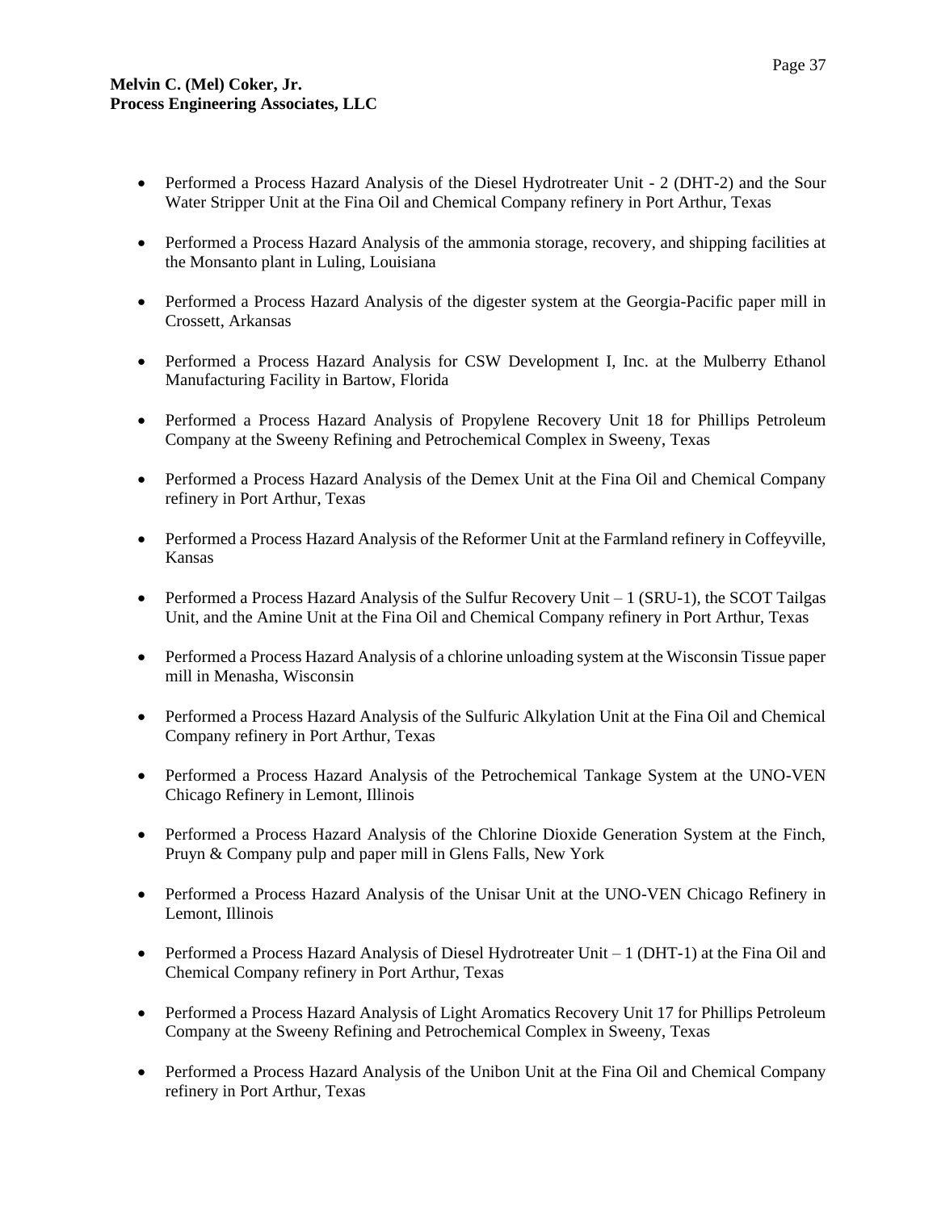- Performed a Process Hazard Analysis of the Diesel Hydrotreater Unit - 2 (DHT-2) and the Sour Water Stripper Unit at the Fina Oil and Chemical Company refinery in Port Arthur, Texas

- Performed a Process Hazard Analysis of the ammonia storage, recovery, and shipping facilities at the Monsanto plant in Luling, Louisiana

- Performed a Process Hazard Analysis of the digester system at the Georgia-Pacific paper mill in Crossett, Arkansas

- Performed a Process Hazard Analysis for CSW Development I, Inc. at the Mulberry Ethanol Manufacturing Facility in Bartow, Florida

- Performed a Process Hazard Analysis of Propylene Recovery Unit 18 for Phillips Petroleum Company at the Sweeny Refining and Petrochemical Complex in Sweeny, Texas

- Performed a Process Hazard Analysis of the Demex Unit at the Fina Oil and Chemical Company refinery in Port Arthur, Texas

- Performed a Process Hazard Analysis of the Reformer Unit at the Farmland refinery in Coffeyville, Kansas

- Performed a Process Hazard Analysis of the Sulfur Recovery Unit – 1 (SRU-1), the SCOT Tailgas Unit, and the Amine Unit at the Fina Oil and Chemical Company refinery in Port Arthur, Texas

- Performed a Process Hazard Analysis of a chlorine unloading system at the Wisconsin Tissue paper mill in Menasha, Wisconsin

- Performed a Process Hazard Analysis of the Sulfuric Alkylation Unit at the Fina Oil and Chemical Company refinery in Port Arthur, Texas

- Performed a Process Hazard Analysis of the Petrochemical Tankage System at the UNO-VEN Chicago Refinery in Lemont, Illinois

- Performed a Process Hazard Analysis of the Chlorine Dioxide Generation System at the Finch, Pruyn & Company pulp and paper mill in Glens Falls, New York

- Performed a Process Hazard Analysis of the Unisar Unit at the UNO-VEN Chicago Refinery in Lemont, Illinois

- Performed a Process Hazard Analysis of Diesel Hydrotreater Unit – 1 (DHT-1) at the Fina Oil and Chemical Company refinery in Port Arthur, Texas

- Performed a Process Hazard Analysis of Light Aromatics Recovery Unit 17 for Phillips Petroleum Company at the Sweeny Refining and Petrochemical Complex in Sweeny, Texas

- Performed a Process Hazard Analysis of the Unibon Unit at the Fina Oil and Chemical Company refinery in Port Arthur, Texas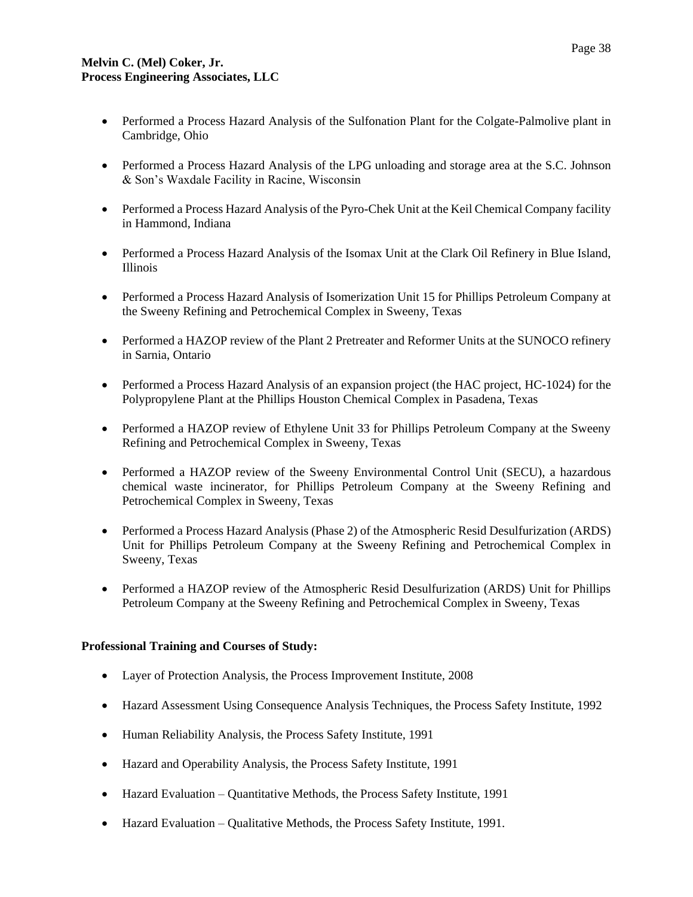- Performed a Process Hazard Analysis of the Sulfonation Plant for the Colgate-Palmolive plant in Cambridge, Ohio

- Performed a Process Hazard Analysis of the LPG unloading and storage area at the S.C. Johnson & Son's Waxdale Facility in Racine, Wisconsin

- Performed a Process Hazard Analysis of the Pyro-Chek Unit at the Keil Chemical Company facility in Hammond, Indiana

- Performed a Process Hazard Analysis of the Isomax Unit at the Clark Oil Refinery in Blue Island, Illinois

- Performed a Process Hazard Analysis of Isomerization Unit 15 for Phillips Petroleum Company at the Sweeny Refining and Petrochemical Complex in Sweeny, Texas

- Performed a HAZOP review of the Plant 2 Pretreater and Reformer Units at the SUNOCO refinery in Sarnia, Ontario

- Performed a Process Hazard Analysis of an expansion project (the HAC project, HC-1024) for the Polypropylene Plant at the Phillips Houston Chemical Complex in Pasadena, Texas

- Performed a HAZOP review of Ethylene Unit 33 for Phillips Petroleum Company at the Sweeny Refining and Petrochemical Complex in Sweeny, Texas

- Performed a HAZOP review of the Sweeny Environmental Control Unit (SECU), a hazardous chemical waste incinerator, for Phillips Petroleum Company at the Sweeny Refining and Petrochemical Complex in Sweeny, Texas

- Performed a Process Hazard Analysis (Phase 2) of the Atmospheric Resid Desulfurization (ARDS) Unit for Phillips Petroleum Company at the Sweeny Refining and Petrochemical Complex in Sweeny, Texas

- Performed a HAZOP review of the Atmospheric Resid Desulfurization (ARDS) Unit for Phillips Petroleum Company at the Sweeny Refining and Petrochemical Complex in Sweeny, Texas

**Professional Training and Courses of Study:**

- Layer of Protection Analysis, the Process Improvement Institute, 2008

- Hazard Assessment Using Consequence Analysis Techniques, the Process Safety Institute, 1992

- Human Reliability Analysis, the Process Safety Institute, 1991

- Hazard and Operability Analysis, the Process Safety Institute, 1991

- Hazard Evaluation – Quantitative Methods, the Process Safety Institute, 1991

- Hazard Evaluation – Qualitative Methods, the Process Safety Institute, 1991.